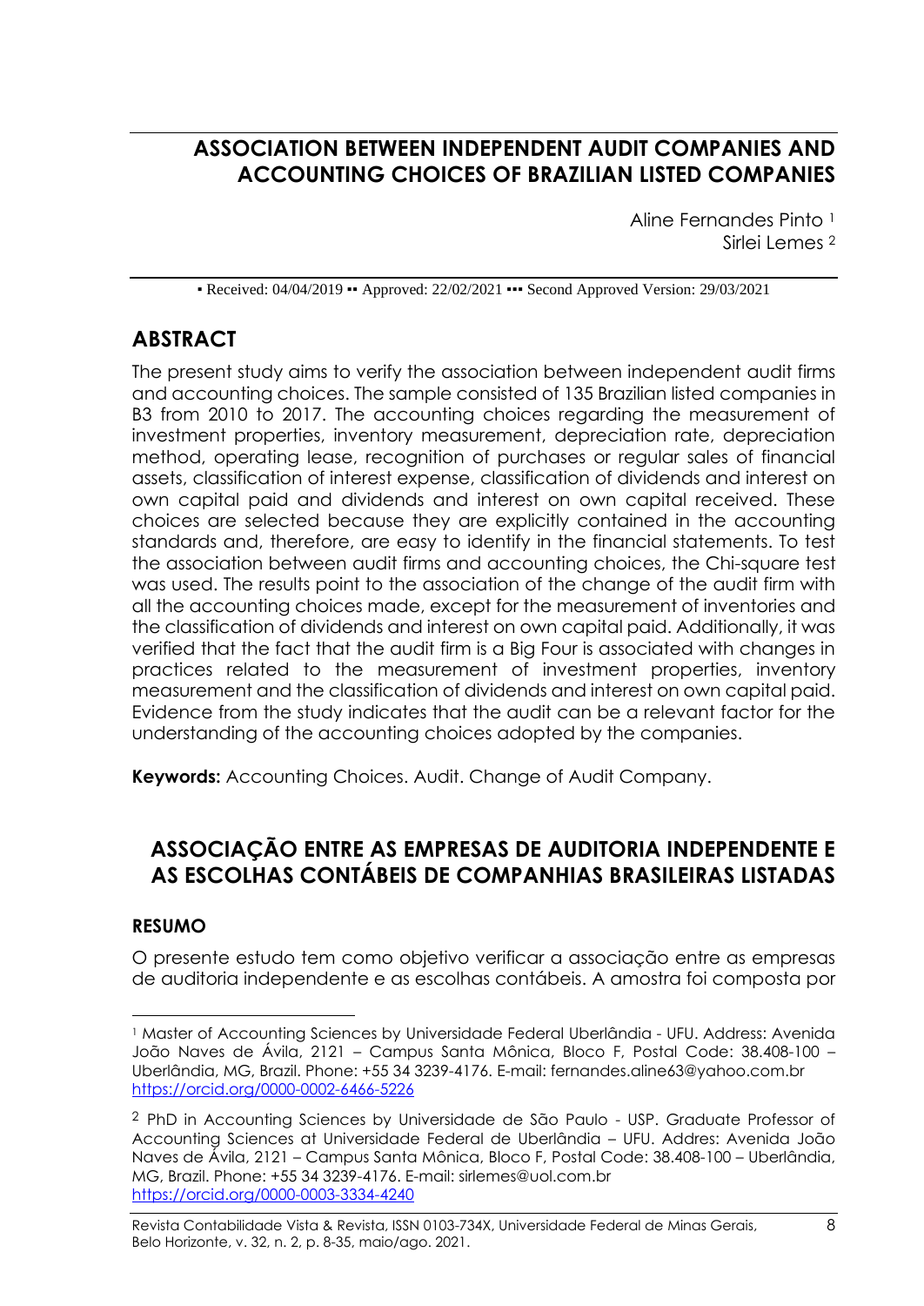# ASSOCIATION BETWEEN INDEPENDENT AUDIT COMPANIES AND ACCOUNTING CHOICES OF BRAZILIAN LISTED COMPANIES

Aline Fernandes Pinto [1]
Sirlei Lemes [2]

▪ Received: 04/04/2019 ▪▪ Approved: 22/02/2021 ▪▪▪ Second Approved Version: 29/03/2021

## ABSTRACT

The present study aims to verify the association between independent audit firms and accounting choices. The sample consisted of 135 Brazilian listed companies in B3 from 2010 to 2017. The accounting choices regarding the measurement of investment properties, inventory measurement, depreciation rate, depreciation method, operating lease, recognition of purchases or regular sales of financial assets, classification of interest expense, classification of dividends and interest on own capital paid and dividends and interest on own capital received. These choices are selected because they are explicitly contained in the accounting standards and, therefore, are easy to identify in the financial statements. To test the association between audit firms and accounting choices, the Chi-square test was used. The results point to the association of the change of the audit firm with all the accounting choices made, except for the measurement of inventories and the classification of dividends and interest on own capital paid. Additionally, it was verified that the fact that the audit firm is a Big Four is associated with changes in practices related to the measurement of investment properties, inventory measurement and the classification of dividends and interest on own capital paid. Evidence from the study indicates that the audit can be a relevant factor for the understanding of the accounting choices adopted by the companies.

**Keywords:** Accounting Choices. Audit. Change of Audit Company.

# ASSOCIAÇÃO ENTRE AS EMPRESAS DE AUDITORIA INDEPENDENTE E AS ESCOLHAS CONTÁBEIS DE COMPANHIAS BRASILEIRAS LISTADAS

## RESUMO

O presente estudo tem como objetivo verificar a associação entre as empresas de auditoria independente e as escolhas contábeis. A amostra foi composta por

---

[1] Master of Accounting Sciences by Universidade Federal Uberlândia - UFU. Address: Avenida João Naves de Ávila, 2121 – Campus Santa Mônica, Bloco F, Postal Code: 38.408-100 – Uberlândia, MG, Brazil. Phone: +55 34 3239-4176. E-mail: fernandes.aline63@yahoo.com.br https://orcid.org/0000-0002-6466-5226

[2] PhD in Accounting Sciences by Universidade de São Paulo - USP. Graduate Professor of Accounting Sciences at Universidade Federal de Uberlândia – UFU. Addres: Avenida João Naves de Ávila, 2121 – Campus Santa Mônica, Bloco F, Postal Code: 38.408-100 – Uberlândia, MG, Brazil. Phone: +55 34 3239-4176. E-mail: sirlemes@uol.com.br https://orcid.org/0000-0003-3334-4240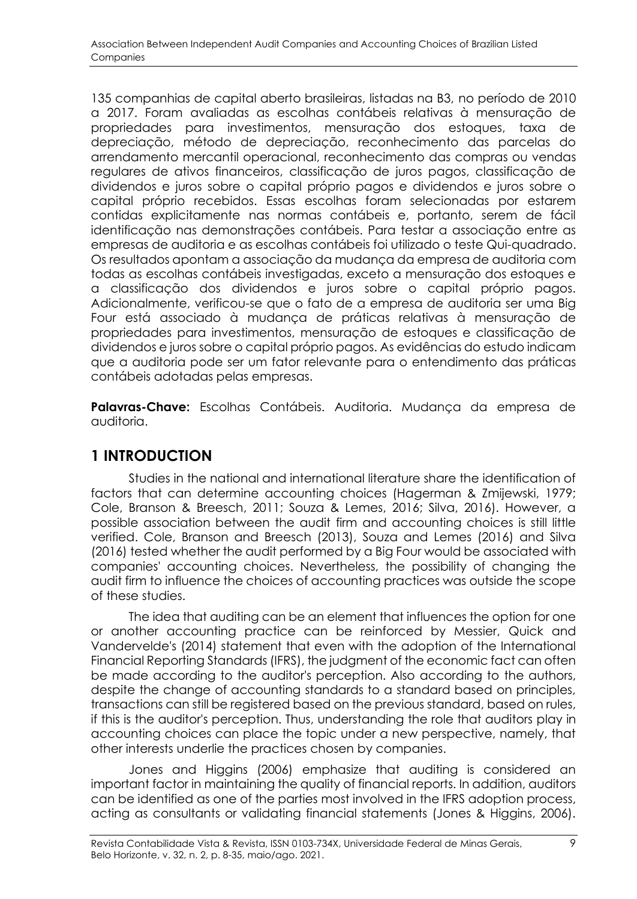135 companhias de capital aberto brasileiras, listadas na B3, no período de 2010 a 2017. Foram avaliadas as escolhas contábeis relativas à mensuração de propriedades para investimentos, mensuração dos estoques, taxa de depreciação, método de depreciação, reconhecimento das parcelas do arrendamento mercantil operacional, reconhecimento das compras ou vendas regulares de ativos financeiros, classificação de juros pagos, classificação de dividendos e juros sobre o capital próprio pagos e dividendos e juros sobre o capital próprio recebidos. Essas escolhas foram selecionadas por estarem contidas explicitamente nas normas contábeis e, portanto, serem de fácil identificação nas demonstrações contábeis. Para testar a associação entre as empresas de auditoria e as escolhas contábeis foi utilizado o teste Qui-quadrado. Os resultados apontam a associação da mudança da empresa de auditoria com todas as escolhas contábeis investigadas, exceto a mensuração dos estoques e a classificação dos dividendos e juros sobre o capital próprio pagos. Adicionalmente, verificou-se que o fato de a empresa de auditoria ser uma Big Four está associado à mudança de práticas relativas à mensuração de propriedades para investimentos, mensuração de estoques e classificação de dividendos e juros sobre o capital próprio pagos. As evidências do estudo indicam que a auditoria pode ser um fator relevante para o entendimento das práticas contábeis adotadas pelas empresas.

**Palavras-Chave:** Escolhas Contábeis. Auditoria. Mudança da empresa de auditoria.

## 1 INTRODUCTION

Studies in the national and international literature share the identification of factors that can determine accounting choices (Hagerman & Zmijewski, 1979; Cole, Branson & Breesch, 2011; Souza & Lemes, 2016; Silva, 2016). However, a possible association between the audit firm and accounting choices is still little verified. Cole, Branson and Breesch (2013), Souza and Lemes (2016) and Silva (2016) tested whether the audit performed by a Big Four would be associated with companies' accounting choices. Nevertheless, the possibility of changing the audit firm to influence the choices of accounting practices was outside the scope of these studies.

The idea that auditing can be an element that influences the option for one or another accounting practice can be reinforced by Messier, Quick and Vandervelde's (2014) statement that even with the adoption of the International Financial Reporting Standards (IFRS), the judgment of the economic fact can often be made according to the auditor's perception. Also according to the authors, despite the change of accounting standards to a standard based on principles, transactions can still be registered based on the previous standard, based on rules, if this is the auditor's perception. Thus, understanding the role that auditors play in accounting choices can place the topic under a new perspective, namely, that other interests underlie the practices chosen by companies.

Jones and Higgins (2006) emphasize that auditing is considered an important factor in maintaining the quality of financial reports. In addition, auditors can be identified as one of the parties most involved in the IFRS adoption process, acting as consultants or validating financial statements (Jones & Higgins, 2006).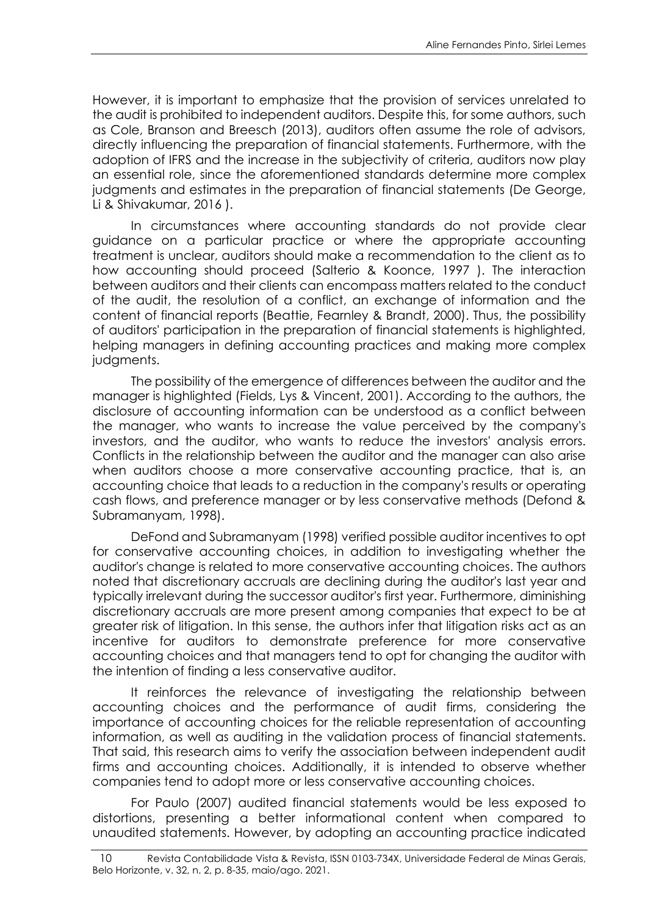However, it is important to emphasize that the provision of services unrelated to the audit is prohibited to independent auditors. Despite this, for some authors, such as Cole, Branson and Breesch (2013), auditors often assume the role of advisors, directly influencing the preparation of financial statements. Furthermore, with the adoption of IFRS and the increase in the subjectivity of criteria, auditors now play an essential role, since the aforementioned standards determine more complex judgments and estimates in the preparation of financial statements (De George, Li & Shivakumar, 2016 ).

In circumstances where accounting standards do not provide clear guidance on a particular practice or where the appropriate accounting treatment is unclear, auditors should make a recommendation to the client as to how accounting should proceed (Salterio & Koonce, 1997 ). The interaction between auditors and their clients can encompass matters related to the conduct of the audit, the resolution of a conflict, an exchange of information and the content of financial reports (Beattie, Fearnley & Brandt, 2000). Thus, the possibility of auditors' participation in the preparation of financial statements is highlighted, helping managers in defining accounting practices and making more complex judgments.

The possibility of the emergence of differences between the auditor and the manager is highlighted (Fields, Lys & Vincent, 2001). According to the authors, the disclosure of accounting information can be understood as a conflict between the manager, who wants to increase the value perceived by the company's investors, and the auditor, who wants to reduce the investors' analysis errors. Conflicts in the relationship between the auditor and the manager can also arise when auditors choose a more conservative accounting practice, that is, an accounting choice that leads to a reduction in the company's results or operating cash flows, and preference manager or by less conservative methods (Defond & Subramanyam, 1998).

DeFond and Subramanyam (1998) verified possible auditor incentives to opt for conservative accounting choices, in addition to investigating whether the auditor's change is related to more conservative accounting choices. The authors noted that discretionary accruals are declining during the auditor's last year and typically irrelevant during the successor auditor's first year. Furthermore, diminishing discretionary accruals are more present among companies that expect to be at greater risk of litigation. In this sense, the authors infer that litigation risks act as an incentive for auditors to demonstrate preference for more conservative accounting choices and that managers tend to opt for changing the auditor with the intention of finding a less conservative auditor.

It reinforces the relevance of investigating the relationship between accounting choices and the performance of audit firms, considering the importance of accounting choices for the reliable representation of accounting information, as well as auditing in the validation process of financial statements. That said, this research aims to verify the association between independent audit firms and accounting choices. Additionally, it is intended to observe whether companies tend to adopt more or less conservative accounting choices.

For Paulo (2007) audited financial statements would be less exposed to distortions, presenting a better informational content when compared to unaudited statements. However, by adopting an accounting practice indicated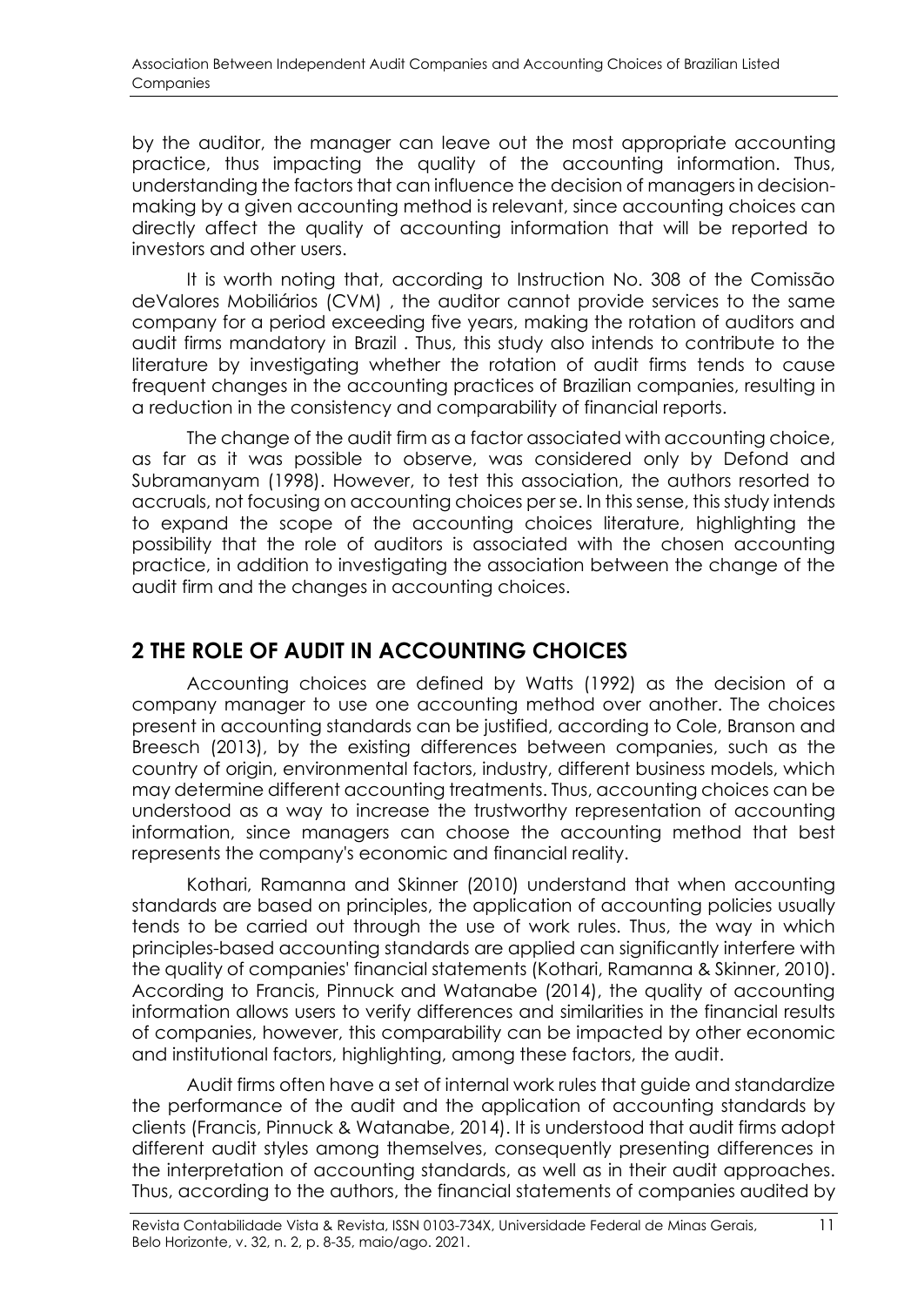by the auditor, the manager can leave out the most appropriate accounting practice, thus impacting the quality of the accounting information. Thus, understanding the factors that can influence the decision of managers in decision-making by a given accounting method is relevant, since accounting choices can directly affect the quality of accounting information that will be reported to investors and other users.

It is worth noting that, according to Instruction No. 308 of the Comissão deValores Mobiliários (CVM) , the auditor cannot provide services to the same company for a period exceeding five years, making the rotation of auditors and audit firms mandatory in Brazil . Thus, this study also intends to contribute to the literature by investigating whether the rotation of audit firms tends to cause frequent changes in the accounting practices of Brazilian companies, resulting in a reduction in the consistency and comparability of financial reports.

The change of the audit firm as a factor associated with accounting choice, as far as it was possible to observe, was considered only by Defond and Subramanyam (1998). However, to test this association, the authors resorted to accruals, not focusing on accounting choices per se. In this sense, this study intends to expand the scope of the accounting choices literature, highlighting the possibility that the role of auditors is associated with the chosen accounting practice, in addition to investigating the association between the change of the audit firm and the changes in accounting choices.

## 2 THE ROLE OF AUDIT IN ACCOUNTING CHOICES

Accounting choices are defined by Watts (1992) as the decision of a company manager to use one accounting method over another. The choices present in accounting standards can be justified, according to Cole, Branson and Breesch (2013), by the existing differences between companies, such as the country of origin, environmental factors, industry, different business models, which may determine different accounting treatments. Thus, accounting choices can be understood as a way to increase the trustworthy representation of accounting information, since managers can choose the accounting method that best represents the company's economic and financial reality.

Kothari, Ramanna and Skinner (2010) understand that when accounting standards are based on principles, the application of accounting policies usually tends to be carried out through the use of work rules. Thus, the way in which principles-based accounting standards are applied can significantly interfere with the quality of companies' financial statements (Kothari, Ramanna & Skinner, 2010). According to Francis, Pinnuck and Watanabe (2014), the quality of accounting information allows users to verify differences and similarities in the financial results of companies, however, this comparability can be impacted by other economic and institutional factors, highlighting, among these factors, the audit.

Audit firms often have a set of internal work rules that guide and standardize the performance of the audit and the application of accounting standards by clients (Francis, Pinnuck & Watanabe, 2014). It is understood that audit firms adopt different audit styles among themselves, consequently presenting differences in the interpretation of accounting standards, as well as in their audit approaches. Thus, according to the authors, the financial statements of companies audited by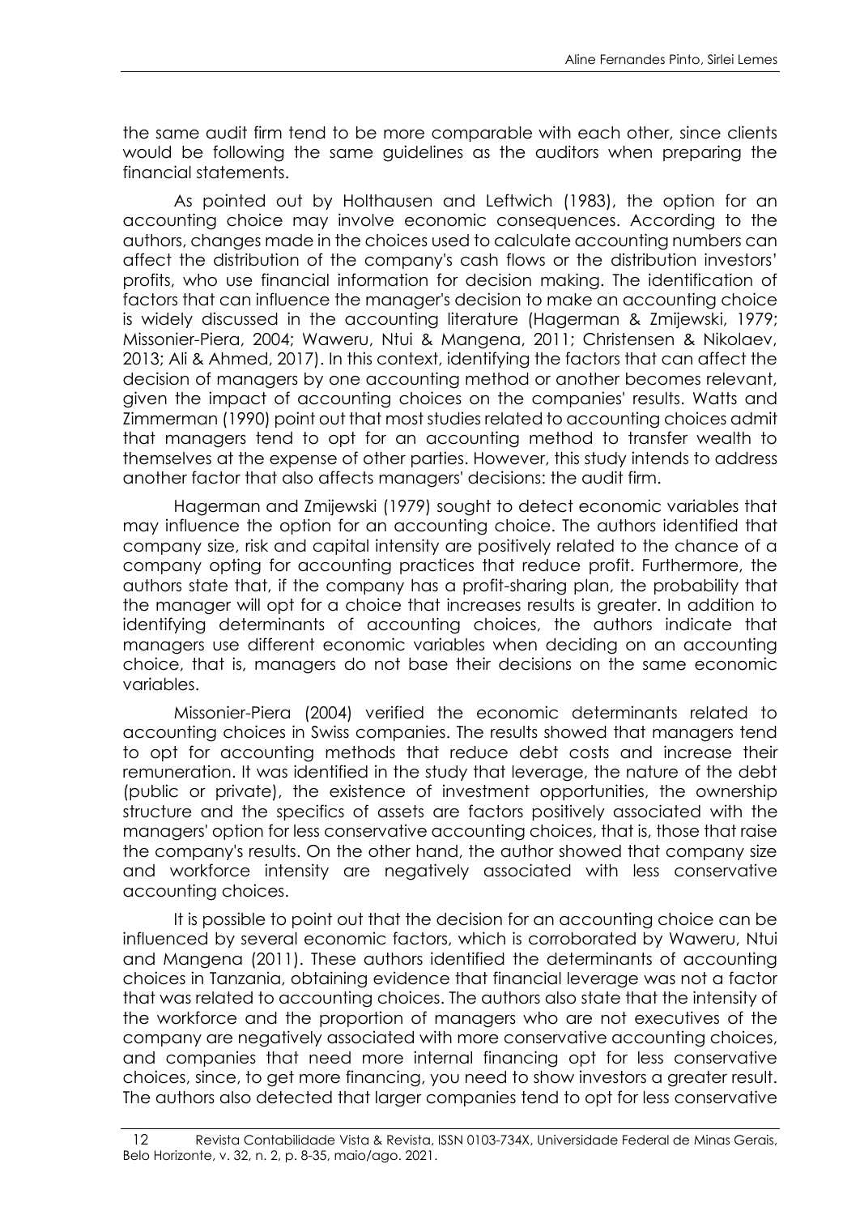the same audit firm tend to be more comparable with each other, since clients would be following the same guidelines as the auditors when preparing the financial statements.

As pointed out by Holthausen and Leftwich (1983), the option for an accounting choice may involve economic consequences. According to the authors, changes made in the choices used to calculate accounting numbers can affect the distribution of the company's cash flows or the distribution investors' profits, who use financial information for decision making. The identification of factors that can influence the manager's decision to make an accounting choice is widely discussed in the accounting literature (Hagerman & Zmijewski, 1979; Missonier-Piera, 2004; Waweru, Ntui & Mangena, 2011; Christensen & Nikolaev, 2013; Ali & Ahmed, 2017). In this context, identifying the factors that can affect the decision of managers by one accounting method or another becomes relevant, given the impact of accounting choices on the companies' results. Watts and Zimmerman (1990) point out that most studies related to accounting choices admit that managers tend to opt for an accounting method to transfer wealth to themselves at the expense of other parties. However, this study intends to address another factor that also affects managers' decisions: the audit firm.

Hagerman and Zmijewski (1979) sought to detect economic variables that may influence the option for an accounting choice. The authors identified that company size, risk and capital intensity are positively related to the chance of a company opting for accounting practices that reduce profit. Furthermore, the authors state that, if the company has a profit-sharing plan, the probability that the manager will opt for a choice that increases results is greater. In addition to identifying determinants of accounting choices, the authors indicate that managers use different economic variables when deciding on an accounting choice, that is, managers do not base their decisions on the same economic variables.

Missonier-Piera (2004) verified the economic determinants related to accounting choices in Swiss companies. The results showed that managers tend to opt for accounting methods that reduce debt costs and increase their remuneration. It was identified in the study that leverage, the nature of the debt (public or private), the existence of investment opportunities, the ownership structure and the specifics of assets are factors positively associated with the managers' option for less conservative accounting choices, that is, those that raise the company's results. On the other hand, the author showed that company size and workforce intensity are negatively associated with less conservative accounting choices.

It is possible to point out that the decision for an accounting choice can be influenced by several economic factors, which is corroborated by Waweru, Ntui and Mangena (2011). These authors identified the determinants of accounting choices in Tanzania, obtaining evidence that financial leverage was not a factor that was related to accounting choices. The authors also state that the intensity of the workforce and the proportion of managers who are not executives of the company are negatively associated with more conservative accounting choices, and companies that need more internal financing opt for less conservative choices, since, to get more financing, you need to show investors a greater result. The authors also detected that larger companies tend to opt for less conservative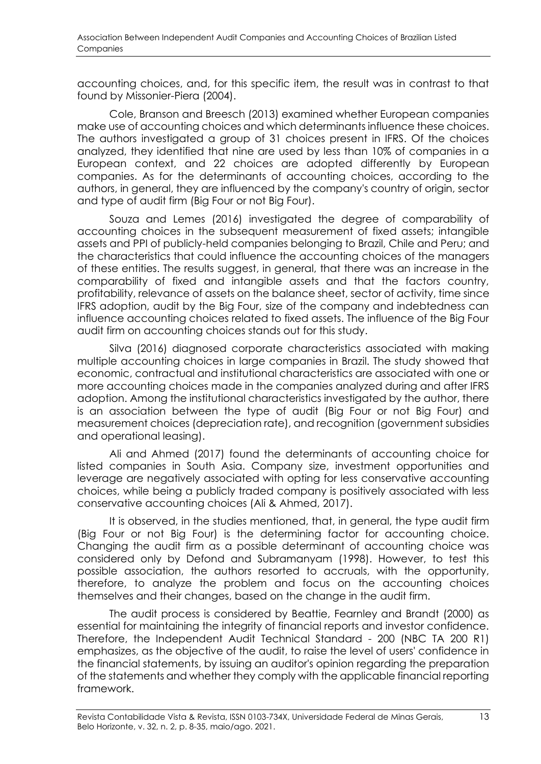accounting choices, and, for this specific item, the result was in contrast to that found by Missonier-Piera (2004).

Cole, Branson and Breesch (2013) examined whether European companies make use of accounting choices and which determinants influence these choices. The authors investigated a group of 31 choices present in IFRS. Of the choices analyzed, they identified that nine are used by less than 10% of companies in a European context, and 22 choices are adopted differently by European companies. As for the determinants of accounting choices, according to the authors, in general, they are influenced by the company's country of origin, sector and type of audit firm (Big Four or not Big Four).

Souza and Lemes (2016) investigated the degree of comparability of accounting choices in the subsequent measurement of fixed assets; intangible assets and PPI of publicly-held companies belonging to Brazil, Chile and Peru; and the characteristics that could influence the accounting choices of the managers of these entities. The results suggest, in general, that there was an increase in the comparability of fixed and intangible assets and that the factors country, profitability, relevance of assets on the balance sheet, sector of activity, time since IFRS adoption, audit by the Big Four, size of the company and indebtedness can influence accounting choices related to fixed assets. The influence of the Big Four audit firm on accounting choices stands out for this study.

Silva (2016) diagnosed corporate characteristics associated with making multiple accounting choices in large companies in Brazil. The study showed that economic, contractual and institutional characteristics are associated with one or more accounting choices made in the companies analyzed during and after IFRS adoption. Among the institutional characteristics investigated by the author, there is an association between the type of audit (Big Four or not Big Four) and measurement choices (depreciation rate), and recognition (government subsidies and operational leasing).

Ali and Ahmed (2017) found the determinants of accounting choice for listed companies in South Asia. Company size, investment opportunities and leverage are negatively associated with opting for less conservative accounting choices, while being a publicly traded company is positively associated with less conservative accounting choices (Ali & Ahmed, 2017).

It is observed, in the studies mentioned, that, in general, the type audit firm (Big Four or not Big Four) is the determining factor for accounting choice. Changing the audit firm as a possible determinant of accounting choice was considered only by Defond and Subramanyam (1998). However, to test this possible association, the authors resorted to accruals, with the opportunity, therefore, to analyze the problem and focus on the accounting choices themselves and their changes, based on the change in the audit firm.

The audit process is considered by Beattie, Fearnley and Brandt (2000) as essential for maintaining the integrity of financial reports and investor confidence. Therefore, the Independent Audit Technical Standard - 200 (NBC TA 200 R1) emphasizes, as the objective of the audit, to raise the level of users' confidence in the financial statements, by issuing an auditor's opinion regarding the preparation of the statements and whether they comply with the applicable financial reporting framework.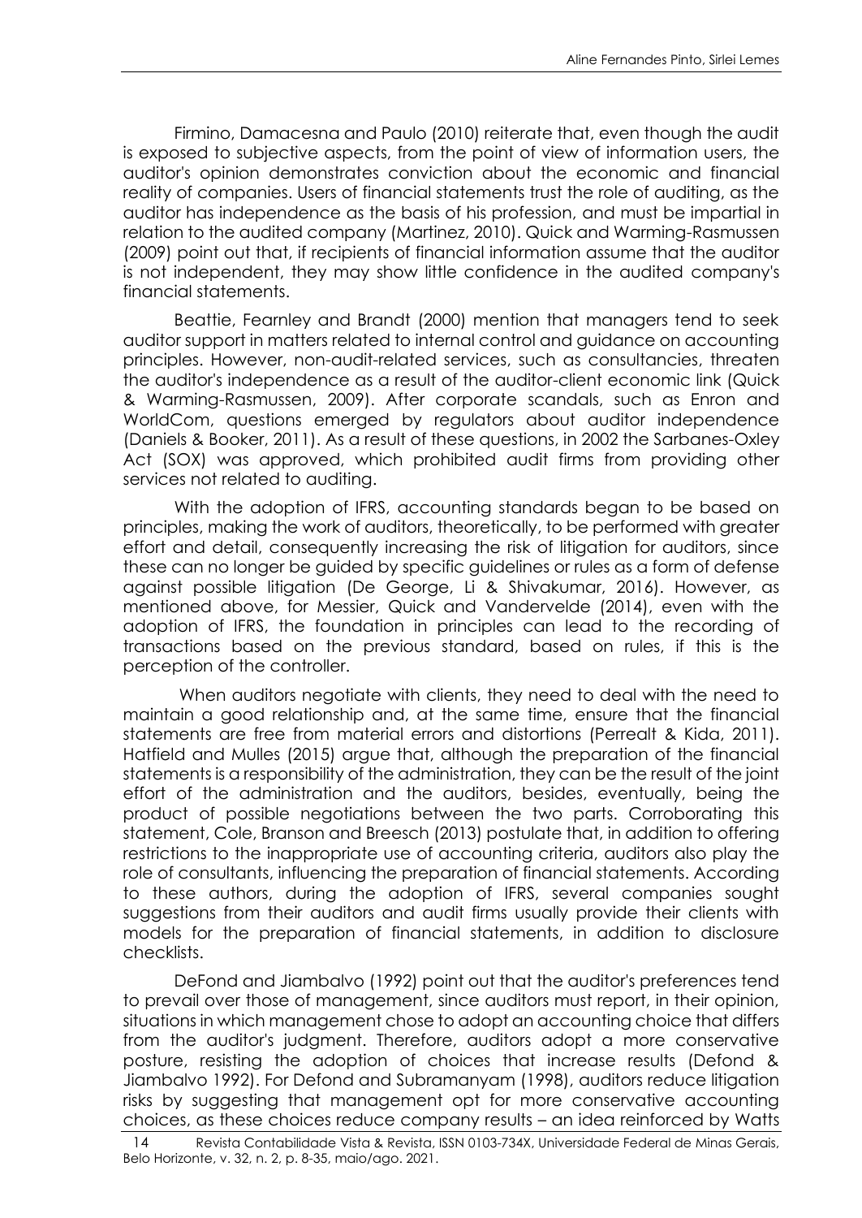Firmino, Damacesna and Paulo (2010) reiterate that, even though the audit is exposed to subjective aspects, from the point of view of information users, the auditor's opinion demonstrates conviction about the economic and financial reality of companies. Users of financial statements trust the role of auditing, as the auditor has independence as the basis of his profession, and must be impartial in relation to the audited company (Martinez, 2010). Quick and Warming-Rasmussen (2009) point out that, if recipients of financial information assume that the auditor is not independent, they may show little confidence in the audited company's financial statements.

Beattie, Fearnley and Brandt (2000) mention that managers tend to seek auditor support in matters related to internal control and guidance on accounting principles. However, non-audit-related services, such as consultancies, threaten the auditor's independence as a result of the auditor-client economic link (Quick & Warming-Rasmussen, 2009). After corporate scandals, such as Enron and WorldCom, questions emerged by regulators about auditor independence (Daniels & Booker, 2011). As a result of these questions, in 2002 the Sarbanes-Oxley Act (SOX) was approved, which prohibited audit firms from providing other services not related to auditing.

With the adoption of IFRS, accounting standards began to be based on principles, making the work of auditors, theoretically, to be performed with greater effort and detail, consequently increasing the risk of litigation for auditors, since these can no longer be guided by specific guidelines or rules as a form of defense against possible litigation (De George, Li & Shivakumar, 2016). However, as mentioned above, for Messier, Quick and Vandervelde (2014), even with the adoption of IFRS, the foundation in principles can lead to the recording of transactions based on the previous standard, based on rules, if this is the perception of the controller.

When auditors negotiate with clients, they need to deal with the need to maintain a good relationship and, at the same time, ensure that the financial statements are free from material errors and distortions (Perrealt & Kida, 2011). Hatfield and Mulles (2015) argue that, although the preparation of the financial statements is a responsibility of the administration, they can be the result of the joint effort of the administration and the auditors, besides, eventually, being the product of possible negotiations between the two parts. Corroborating this statement, Cole, Branson and Breesch (2013) postulate that, in addition to offering restrictions to the inappropriate use of accounting criteria, auditors also play the role of consultants, influencing the preparation of financial statements. According to these authors, during the adoption of IFRS, several companies sought suggestions from their auditors and audit firms usually provide their clients with models for the preparation of financial statements, in addition to disclosure checklists.

DeFond and Jiambalvo (1992) point out that the auditor's preferences tend to prevail over those of management, since auditors must report, in their opinion, situations in which management chose to adopt an accounting choice that differs from the auditor's judgment. Therefore, auditors adopt a more conservative posture, resisting the adoption of choices that increase results (Defond & Jiambalvo 1992). For Defond and Subramanyam (1998), auditors reduce litigation risks by suggesting that management opt for more conservative accounting choices, as these choices reduce company results – an idea reinforced by Watts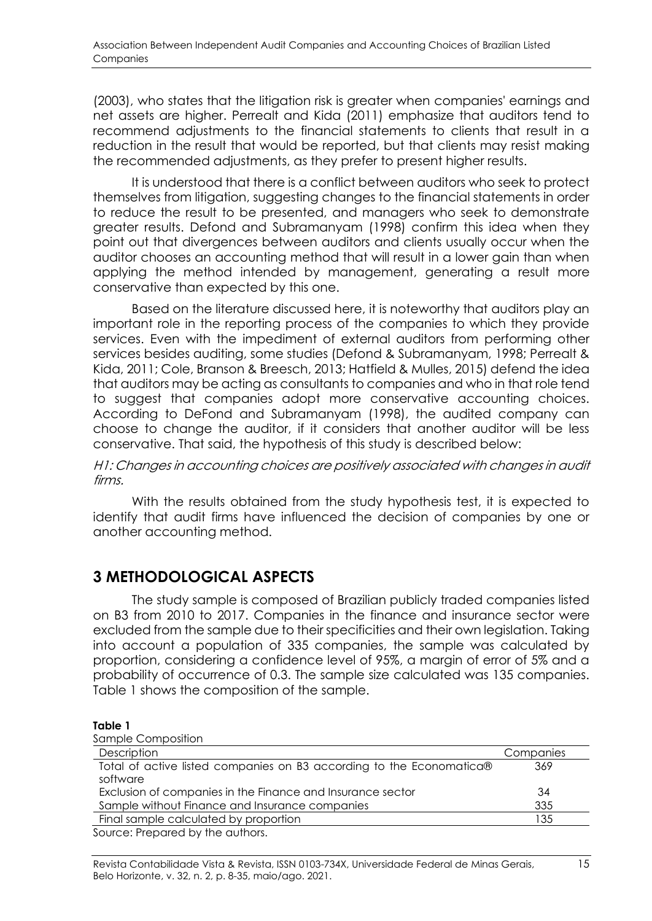(2003), who states that the litigation risk is greater when companies' earnings and net assets are higher. Perrealt and Kida (2011) emphasize that auditors tend to recommend adjustments to the financial statements to clients that result in a reduction in the result that would be reported, but that clients may resist making the recommended adjustments, as they prefer to present higher results.

It is understood that there is a conflict between auditors who seek to protect themselves from litigation, suggesting changes to the financial statements in order to reduce the result to be presented, and managers who seek to demonstrate greater results. Defond and Subramanyam (1998) confirm this idea when they point out that divergences between auditors and clients usually occur when the auditor chooses an accounting method that will result in a lower gain than when applying the method intended by management, generating a result more conservative than expected by this one.

Based on the literature discussed here, it is noteworthy that auditors play an important role in the reporting process of the companies to which they provide services. Even with the impediment of external auditors from performing other services besides auditing, some studies (Defond & Subramanyam, 1998; Perrealt & Kida, 2011; Cole, Branson & Breesch, 2013; Hatfield & Mulles, 2015) defend the idea that auditors may be acting as consultants to companies and who in that role tend to suggest that companies adopt more conservative accounting choices. According to DeFond and Subramanyam (1998), the audited company can choose to change the auditor, if it considers that another auditor will be less conservative. That said, the hypothesis of this study is described below:

*H1: Changes in accounting choices are positively associated with changes in audit firms.*

With the results obtained from the study hypothesis test, it is expected to identify that audit firms have influenced the decision of companies by one or another accounting method.

# 3 METHODOLOGICAL ASPECTS

The study sample is composed of Brazilian publicly traded companies listed on B3 from 2010 to 2017. Companies in the finance and insurance sector were excluded from the sample due to their specificities and their own legislation. Taking into account a population of 335 companies, the sample was calculated by proportion, considering a confidence level of 95%, a margin of error of 5% and a probability of occurrence of 0.3. The sample size calculated was 135 companies. Table 1 shows the composition of the sample.

**Table 1**

Sample Composition

| Description | Companies |
|---|---|
| Total of active listed companies on B3 according to the Economatica® software | 369 |
| Exclusion of companies in the Finance and Insurance sector | 34 |
| Sample without Finance and Insurance companies | 335 |
| Final sample calculated by proportion | 135 |

Source: Prepared by the authors.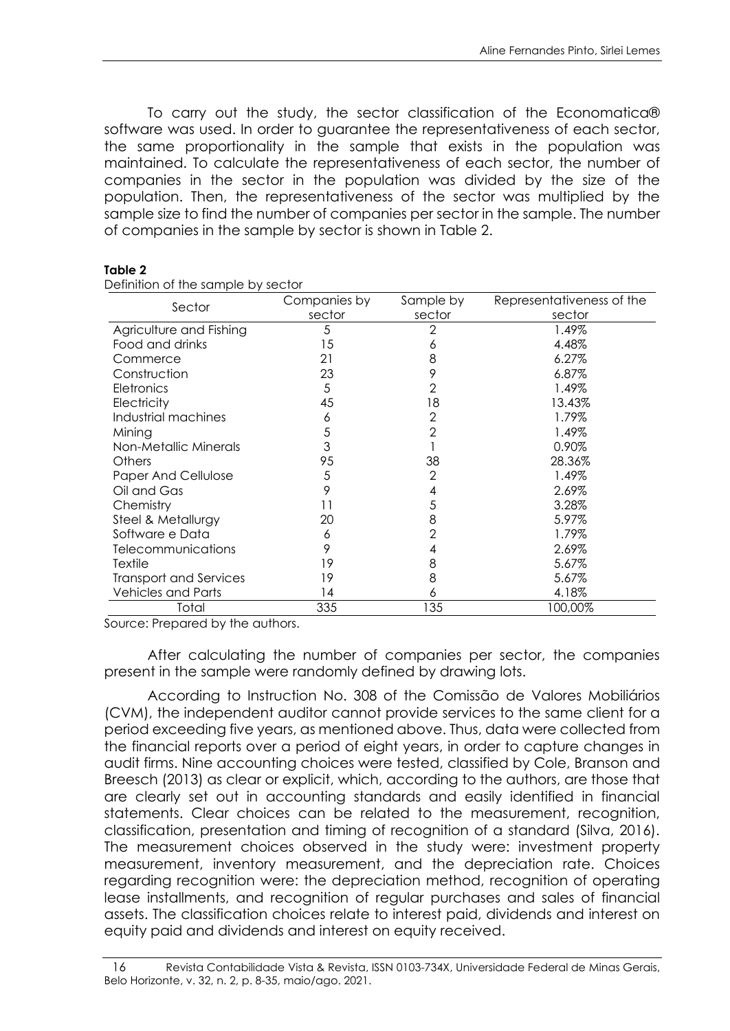To carry out the study, the sector classification of the Economatica® software was used. In order to guarantee the representativeness of each sector, the same proportionality in the sample that exists in the population was maintained. To calculate the representativeness of each sector, the number of companies in the sector in the population was divided by the size of the population. Then, the representativeness of the sector was multiplied by the sample size to find the number of companies per sector in the sample. The number of companies in the sample by sector is shown in Table 2.

**Table 2**
Definition of the sample by sector

| Sector | Companies by sector | Sample by sector | Representativeness of the sector |
|---|---|---|---|
| Agriculture and Fishing | 5 | 2 | 1.49% |
| Food and drinks | 15 | 6 | 4.48% |
| Commerce | 21 | 8 | 6.27% |
| Construction | 23 | 9 | 6.87% |
| Eletronics | 5 | 2 | 1.49% |
| Electricity | 45 | 18 | 13.43% |
| Industrial machines | 6 | 2 | 1.79% |
| Mining | 5 | 2 | 1.49% |
| Non-Metallic Minerals | 3 | 1 | 0.90% |
| Others | 95 | 38 | 28.36% |
| Paper And Cellulose | 5 | 2 | 1.49% |
| Oil and Gas | 9 | 4 | 2.69% |
| Chemistry | 11 | 5 | 3.28% |
| Steel & Metallurgy | 20 | 8 | 5.97% |
| Software e Data | 6 | 2 | 1.79% |
| Telecommunications | 9 | 4 | 2.69% |
| Textile | 19 | 8 | 5.67% |
| Transport and Services | 19 | 8 | 5.67% |
| Vehicles and Parts | 14 | 6 | 4.18% |
| Total | 335 | 135 | 100,00% |

Source: Prepared by the authors.

After calculating the number of companies per sector, the companies present in the sample were randomly defined by drawing lots.

According to Instruction No. 308 of the Comissão de Valores Mobiliários (CVM), the independent auditor cannot provide services to the same client for a period exceeding five years, as mentioned above. Thus, data were collected from the financial reports over a period of eight years, in order to capture changes in audit firms. Nine accounting choices were tested, classified by Cole, Branson and Breesch (2013) as clear or explicit, which, according to the authors, are those that are clearly set out in accounting standards and easily identified in financial statements. Clear choices can be related to the measurement, recognition, classification, presentation and timing of recognition of a standard (Silva, 2016). The measurement choices observed in the study were: investment property measurement, inventory measurement, and the depreciation rate. Choices regarding recognition were: the depreciation method, recognition of operating lease installments, and recognition of regular purchases and sales of financial assets. The classification choices relate to interest paid, dividends and interest on equity paid and dividends and interest on equity received.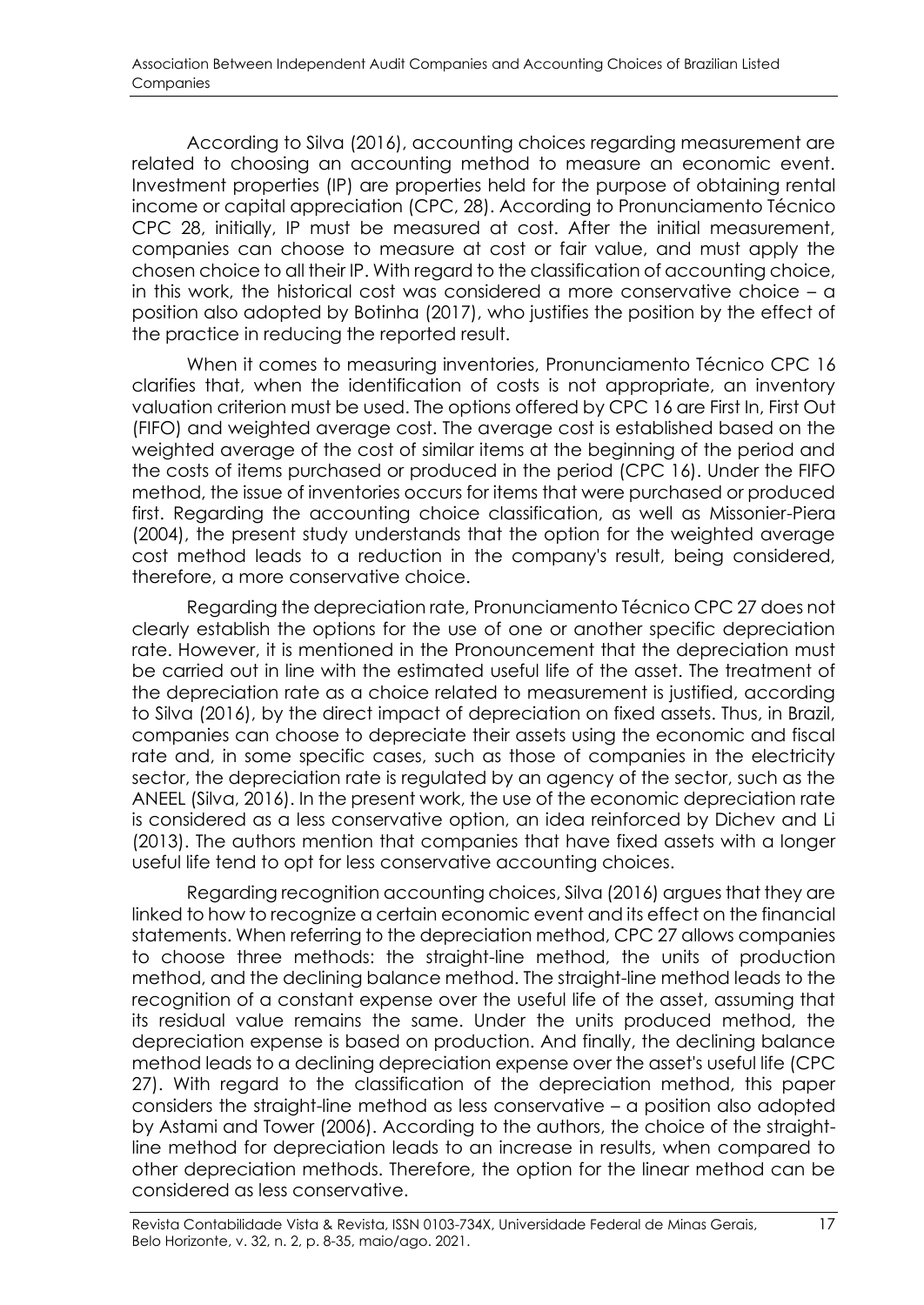According to Silva (2016), accounting choices regarding measurement are related to choosing an accounting method to measure an economic event. Investment properties (IP) are properties held for the purpose of obtaining rental income or capital appreciation (CPC, 28). According to Pronunciamento Técnico CPC 28, initially, IP must be measured at cost. After the initial measurement, companies can choose to measure at cost or fair value, and must apply the chosen choice to all their IP. With regard to the classification of accounting choice, in this work, the historical cost was considered a more conservative choice – a position also adopted by Botinha (2017), who justifies the position by the effect of the practice in reducing the reported result.

When it comes to measuring inventories, Pronunciamento Técnico CPC 16 clarifies that, when the identification of costs is not appropriate, an inventory valuation criterion must be used. The options offered by CPC 16 are First In, First Out (FIFO) and weighted average cost. The average cost is established based on the weighted average of the cost of similar items at the beginning of the period and the costs of items purchased or produced in the period (CPC 16). Under the FIFO method, the issue of inventories occurs for items that were purchased or produced first. Regarding the accounting choice classification, as well as Missonier-Piera (2004), the present study understands that the option for the weighted average cost method leads to a reduction in the company's result, being considered, therefore, a more conservative choice.

Regarding the depreciation rate, Pronunciamento Técnico CPC 27 does not clearly establish the options for the use of one or another specific depreciation rate. However, it is mentioned in the Pronouncement that the depreciation must be carried out in line with the estimated useful life of the asset. The treatment of the depreciation rate as a choice related to measurement is justified, according to Silva (2016), by the direct impact of depreciation on fixed assets. Thus, in Brazil, companies can choose to depreciate their assets using the economic and fiscal rate and, in some specific cases, such as those of companies in the electricity sector, the depreciation rate is regulated by an agency of the sector, such as the ANEEL (Silva, 2016). In the present work, the use of the economic depreciation rate is considered as a less conservative option, an idea reinforced by Dichev and Li (2013). The authors mention that companies that have fixed assets with a longer useful life tend to opt for less conservative accounting choices.

Regarding recognition accounting choices, Silva (2016) argues that they are linked to how to recognize a certain economic event and its effect on the financial statements. When referring to the depreciation method, CPC 27 allows companies to choose three methods: the straight-line method, the units of production method, and the declining balance method. The straight-line method leads to the recognition of a constant expense over the useful life of the asset, assuming that its residual value remains the same. Under the units produced method, the depreciation expense is based on production. And finally, the declining balance method leads to a declining depreciation expense over the asset's useful life (CPC 27). With regard to the classification of the depreciation method, this paper considers the straight-line method as less conservative – a position also adopted by Astami and Tower (2006). According to the authors, the choice of the straight-line method for depreciation leads to an increase in results, when compared to other depreciation methods. Therefore, the option for the linear method can be considered as less conservative.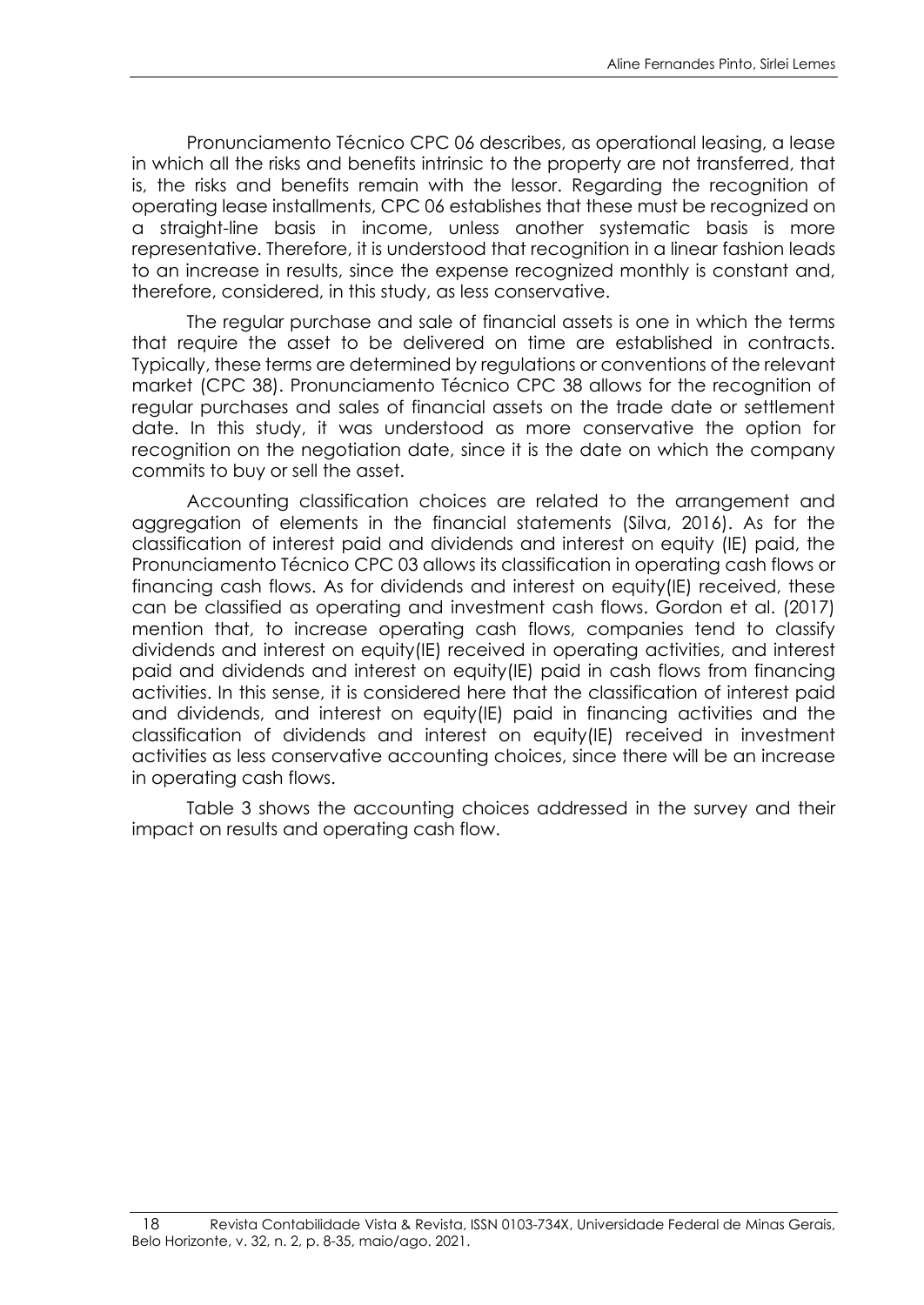Pronunciamento Técnico CPC 06 describes, as operational leasing, a lease in which all the risks and benefits intrinsic to the property are not transferred, that is, the risks and benefits remain with the lessor. Regarding the recognition of operating lease installments, CPC 06 establishes that these must be recognized on a straight-line basis in income, unless another systematic basis is more representative. Therefore, it is understood that recognition in a linear fashion leads to an increase in results, since the expense recognized monthly is constant and, therefore, considered, in this study, as less conservative.

The regular purchase and sale of financial assets is one in which the terms that require the asset to be delivered on time are established in contracts. Typically, these terms are determined by regulations or conventions of the relevant market (CPC 38). Pronunciamento Técnico CPC 38 allows for the recognition of regular purchases and sales of financial assets on the trade date or settlement date. In this study, it was understood as more conservative the option for recognition on the negotiation date, since it is the date on which the company commits to buy or sell the asset.

Accounting classification choices are related to the arrangement and aggregation of elements in the financial statements (Silva, 2016). As for the classification of interest paid and dividends and interest on equity (IE) paid, the Pronunciamento Técnico CPC 03 allows its classification in operating cash flows or financing cash flows. As for dividends and interest on equity(IE) received, these can be classified as operating and investment cash flows. Gordon et al. (2017) mention that, to increase operating cash flows, companies tend to classify dividends and interest on equity(IE) received in operating activities, and interest paid and dividends and interest on equity(IE) paid in cash flows from financing activities. In this sense, it is considered here that the classification of interest paid and dividends, and interest on equity(IE) paid in financing activities and the classification of dividends and interest on equity(IE) received in investment activities as less conservative accounting choices, since there will be an increase in operating cash flows.

Table 3 shows the accounting choices addressed in the survey and their impact on results and operating cash flow.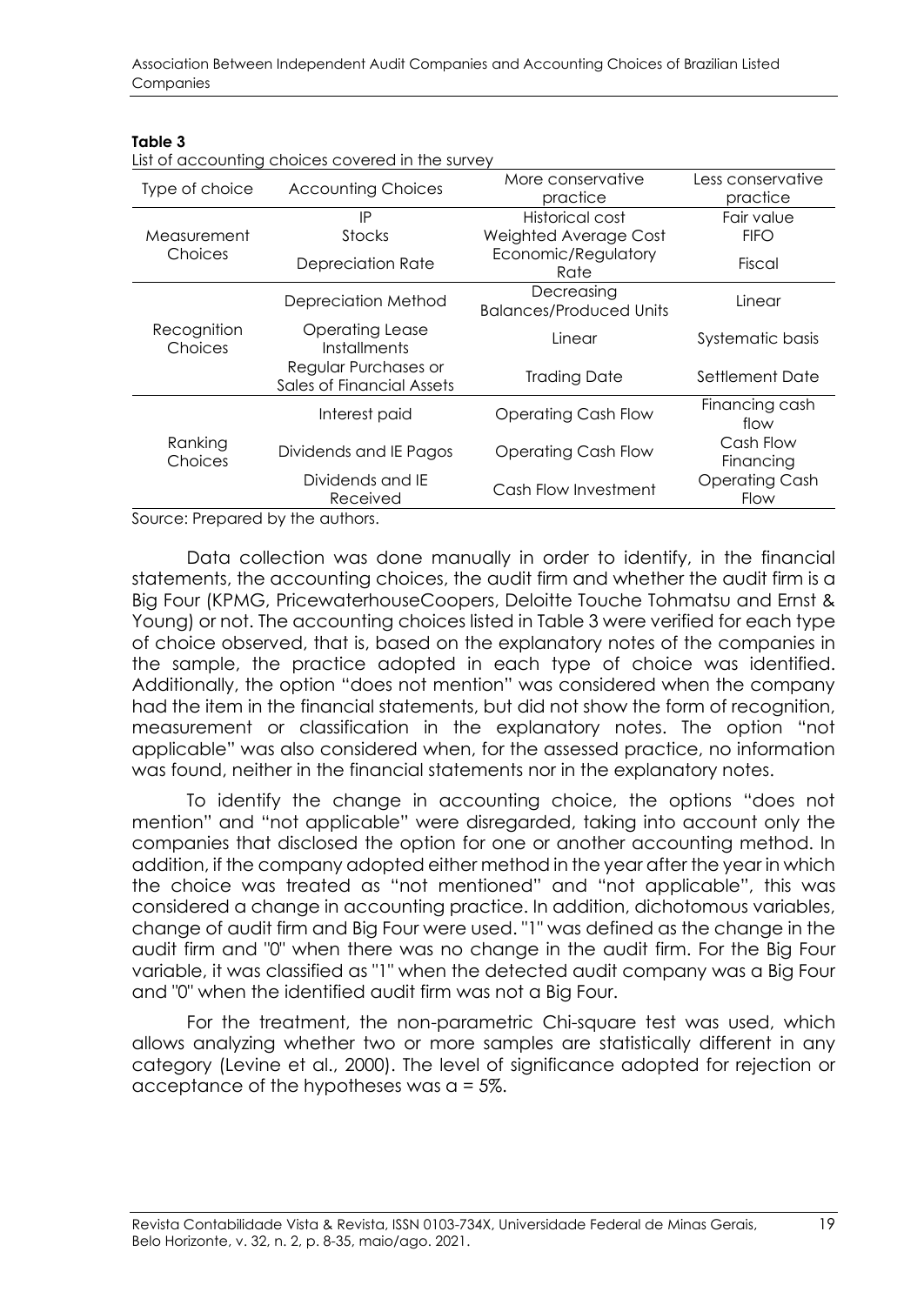**Table 3**

List of accounting choices covered in the survey

| Type of choice | Accounting Choices | More conservative practice | Less conservative practice |
|---|---|---|---|
| Measurement Choices | IP | Historical cost | Fair value |
| | Stocks | Weighted Average Cost | FIFO |
| | Depreciation Rate | Economic/Regulatory Rate | Fiscal |
| Recognition Choices | Depreciation Method | Decreasing Balances/Produced Units | Linear |
| | Operating Lease Installments | Linear | Systematic basis |
| | Regular Purchases or Sales of Financial Assets | Trading Date | Settlement Date |
| Ranking Choices | Interest paid | Operating Cash Flow | Financing cash flow |
| | Dividends and IE Pagos | Operating Cash Flow | Cash Flow Financing |
| | Dividends and IE Received | Cash Flow Investment | Operating Cash Flow |

Source: Prepared by the authors.

Data collection was done manually in order to identify, in the financial statements, the accounting choices, the audit firm and whether the audit firm is a Big Four (KPMG, PricewaterhouseCoopers, Deloitte Touche Tohmatsu and Ernst & Young) or not. The accounting choices listed in Table 3 were verified for each type of choice observed, that is, based on the explanatory notes of the companies in the sample, the practice adopted in each type of choice was identified. Additionally, the option "does not mention" was considered when the company had the item in the financial statements, but did not show the form of recognition, measurement or classification in the explanatory notes. The option "not applicable" was also considered when, for the assessed practice, no information was found, neither in the financial statements nor in the explanatory notes.

To identify the change in accounting choice, the options "does not mention" and "not applicable" were disregarded, taking into account only the companies that disclosed the option for one or another accounting method. In addition, if the company adopted either method in the year after the year in which the choice was treated as "not mentioned" and "not applicable", this was considered a change in accounting practice. In addition, dichotomous variables, change of audit firm and Big Four were used. "1" was defined as the change in the audit firm and "0" when there was no change in the audit firm. For the Big Four variable, it was classified as "1" when the detected audit company was a Big Four and "0" when the identified audit firm was not a Big Four.

For the treatment, the non-parametric Chi-square test was used, which allows analyzing whether two or more samples are statistically different in any category (Levine et al., 2000). The level of significance adopted for rejection or acceptance of the hypotheses was $\alpha = 5\%$.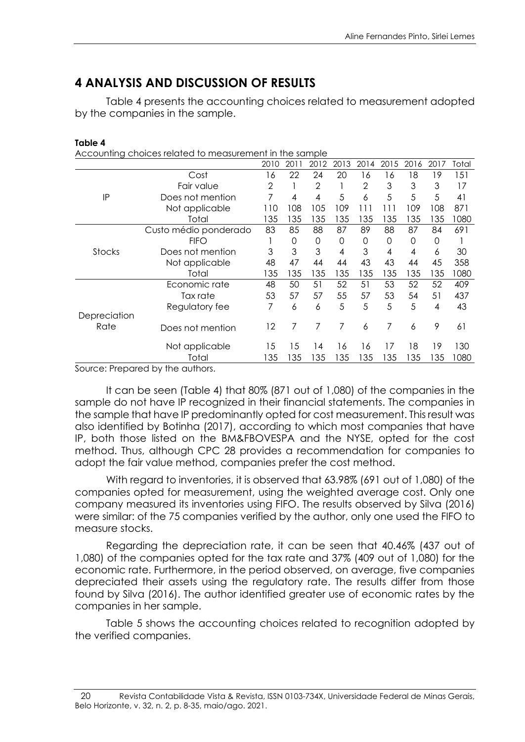## 4 ANALYSIS AND DISCUSSION OF RESULTS

Table 4 presents the accounting choices related to measurement adopted by the companies in the sample.

**Table 4**

Accounting choices related to measurement in the sample

| | | 2010 | 2011 | 2012 | 2013 | 2014 | 2015 | 2016 | 2017 | Total |
|---|---|---|---|---|---|---|---|---|---|---|
| IP | Cost | 16 | 22 | 24 | 20 | 16 | 16 | 18 | 19 | 151 |
| | Fair value | 2 | 1 | 2 | 1 | 2 | 3 | 3 | 3 | 17 |
| | Does not mention | 7 | 4 | 4 | 5 | 6 | 5 | 5 | 5 | 41 |
| | Not applicable | 110 | 108 | 105 | 109 | 111 | 111 | 109 | 108 | 871 |
| | Total | 135 | 135 | 135 | 135 | 135 | 135 | 135 | 135 | 1080 |
| Stocks | Custo médio ponderado | 83 | 85 | 88 | 87 | 89 | 88 | 87 | 84 | 691 |
| | FIFO | 1 | 0 | 0 | 0 | 0 | 0 | 0 | 0 | 1 |
| | Does not mention | 3 | 3 | 3 | 4 | 3 | 4 | 4 | 6 | 30 |
| | Not applicable | 48 | 47 | 44 | 44 | 43 | 43 | 44 | 45 | 358 |
| | Total | 135 | 135 | 135 | 135 | 135 | 135 | 135 | 135 | 1080 |
| Depreciation Rate | Economic rate | 48 | 50 | 51 | 52 | 51 | 53 | 52 | 52 | 409 |
| | Tax rate | 53 | 57 | 57 | 55 | 57 | 53 | 54 | 51 | 437 |
| | Regulatory fee | 7 | 6 | 6 | 5 | 5 | 5 | 5 | 4 | 43 |
| | Does not mention | 12 | 7 | 7 | 7 | 6 | 7 | 6 | 9 | 61 |
| | Not applicable | 15 | 15 | 14 | 16 | 16 | 17 | 18 | 19 | 130 |
| | Total | 135 | 135 | 135 | 135 | 135 | 135 | 135 | 135 | 1080 |

Source: Prepared by the authors.

It can be seen (Table 4) that 80% (871 out of 1,080) of the companies in the sample do not have IP recognized in their financial statements. The companies in the sample that have IP predominantly opted for cost measurement. This result was also identified by Botinha (2017), according to which most companies that have IP, both those listed on the BM&FBOVESPA and the NYSE, opted for the cost method. Thus, although CPC 28 provides a recommendation for companies to adopt the fair value method, companies prefer the cost method.

With regard to inventories, it is observed that 63.98% (691 out of 1,080) of the companies opted for measurement, using the weighted average cost. Only one company measured its inventories using FIFO. The results observed by Silva (2016) were similar: of the 75 companies verified by the author, only one used the FIFO to measure stocks.

Regarding the depreciation rate, it can be seen that 40.46% (437 out of 1,080) of the companies opted for the tax rate and 37% (409 out of 1,080) for the economic rate. Furthermore, in the period observed, on average, five companies depreciated their assets using the regulatory rate. The results differ from those found by Silva (2016). The author identified greater use of economic rates by the companies in her sample.

Table 5 shows the accounting choices related to recognition adopted by the verified companies.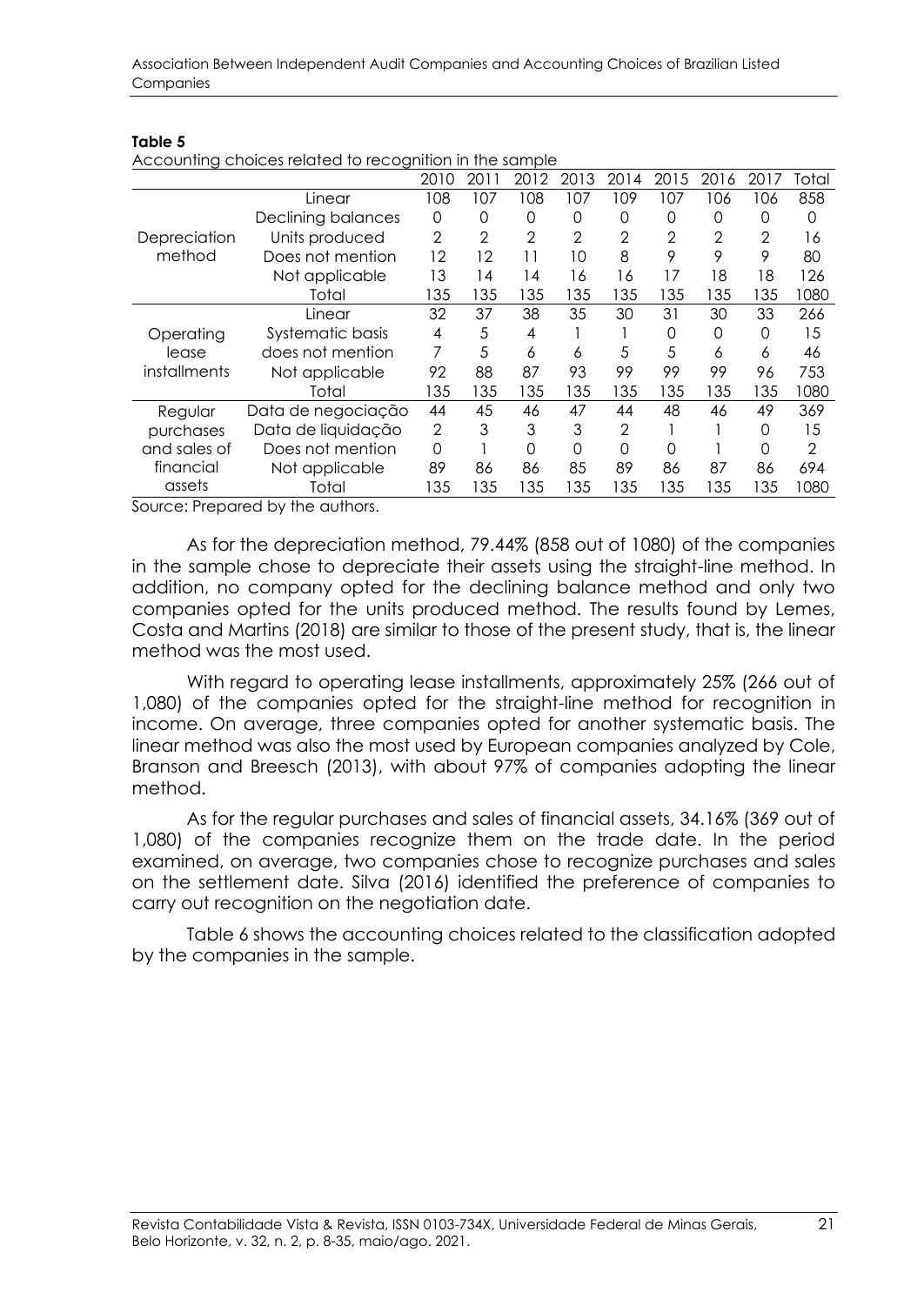**Table 5**

Accounting choices related to recognition in the sample

| | | 2010 | 2011 | 2012 | 2013 | 2014 | 2015 | 2016 | 2017 | Total |
|---|---|---|---|---|---|---|---|---|---|---|
| Depreciation method | Linear | 108 | 107 | 108 | 107 | 109 | 107 | 106 | 106 | 858 |
| | Declining balances | 0 | 0 | 0 | 0 | 0 | 0 | 0 | 0 | 0 |
| | Units produced | 2 | 2 | 2 | 2 | 2 | 2 | 2 | 2 | 16 |
| | Does not mention | 12 | 12 | 11 | 10 | 8 | 9 | 9 | 9 | 80 |
| | Not applicable | 13 | 14 | 14 | 16 | 16 | 17 | 18 | 18 | 126 |
| | Total | 135 | 135 | 135 | 135 | 135 | 135 | 135 | 135 | 1080 |
| Operating lease installments | Linear | 32 | 37 | 38 | 35 | 30 | 31 | 30 | 33 | 266 |
| | Systematic basis | 4 | 5 | 4 | 1 | 1 | 0 | 0 | 0 | 15 |
| | does not mention | 7 | 5 | 6 | 6 | 5 | 5 | 6 | 6 | 46 |
| | Not applicable | 92 | 88 | 87 | 93 | 99 | 99 | 99 | 96 | 753 |
| | Total | 135 | 135 | 135 | 135 | 135 | 135 | 135 | 135 | 1080 |
| Regular purchases and sales of financial assets | Data de negociação | 44 | 45 | 46 | 47 | 44 | 48 | 46 | 49 | 369 |
| | Data de liquidação | 2 | 3 | 3 | 3 | 2 | 1 | 1 | 0 | 15 |
| | Does not mention | 0 | 1 | 0 | 0 | 0 | 0 | 1 | 0 | 2 |
| | Not applicable | 89 | 86 | 86 | 85 | 89 | 86 | 87 | 86 | 694 |
| | Total | 135 | 135 | 135 | 135 | 135 | 135 | 135 | 135 | 1080 |

Source: Prepared by the authors.

As for the depreciation method, 79.44% (858 out of 1080) of the companies in the sample chose to depreciate their assets using the straight-line method. In addition, no company opted for the declining balance method and only two companies opted for the units produced method. The results found by Lemes, Costa and Martins (2018) are similar to those of the present study, that is, the linear method was the most used.

With regard to operating lease installments, approximately 25% (266 out of 1,080) of the companies opted for the straight-line method for recognition in income. On average, three companies opted for another systematic basis. The linear method was also the most used by European companies analyzed by Cole, Branson and Breesch (2013), with about 97% of companies adopting the linear method.

As for the regular purchases and sales of financial assets, 34.16% (369 out of 1,080) of the companies recognize them on the trade date. In the period examined, on average, two companies chose to recognize purchases and sales on the settlement date. Silva (2016) identified the preference of companies to carry out recognition on the negotiation date.

Table 6 shows the accounting choices related to the classification adopted by the companies in the sample.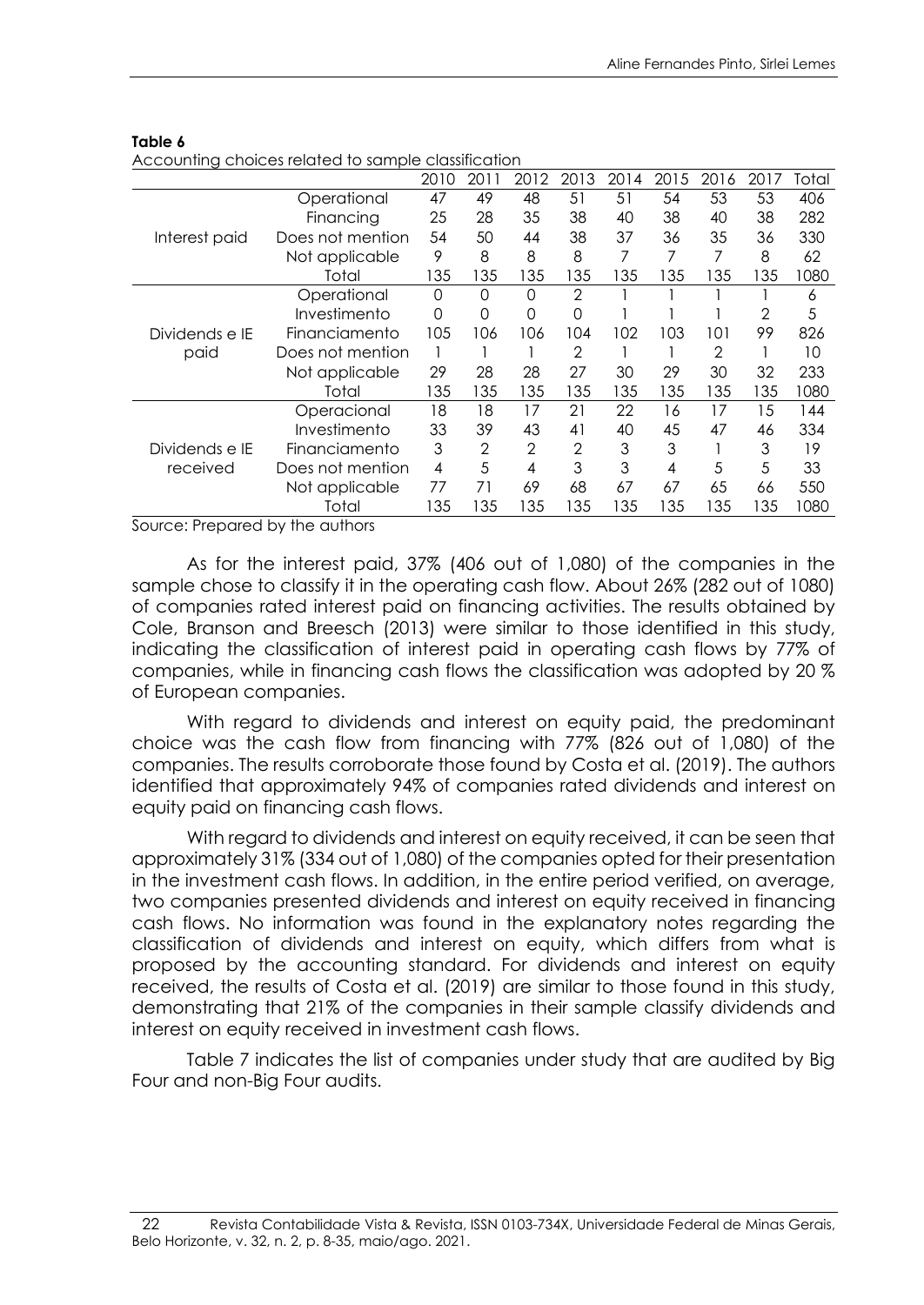**Table 6**

Accounting choices related to sample classification

| | | 2010 | 2011 | 2012 | 2013 | 2014 | 2015 | 2016 | 2017 | Total |
|---|---|---|---|---|---|---|---|---|---|---|
| Interest paid | Operational | 47 | 49 | 48 | 51 | 51 | 54 | 53 | 53 | 406 |
| | Financing | 25 | 28 | 35 | 38 | 40 | 38 | 40 | 38 | 282 |
| | Does not mention | 54 | 50 | 44 | 38 | 37 | 36 | 35 | 36 | 330 |
| | Not applicable | 9 | 8 | 8 | 8 | 7 | 7 | 7 | 8 | 62 |
| | Total | 135 | 135 | 135 | 135 | 135 | 135 | 135 | 135 | 1080 |
| Dividends e IE paid | Operational | 0 | 0 | 0 | 2 | 1 | 1 | 1 | 1 | 6 |
| | Investimento | 0 | 0 | 0 | 0 | 1 | 1 | 1 | 2 | 5 |
| | Financiamento | 105 | 106 | 106 | 104 | 102 | 103 | 101 | 99 | 826 |
| | Does not mention | 1 | 1 | 1 | 2 | 1 | 1 | 2 | 1 | 10 |
| | Not applicable | 29 | 28 | 28 | 27 | 30 | 29 | 30 | 32 | 233 |
| | Total | 135 | 135 | 135 | 135 | 135 | 135 | 135 | 135 | 1080 |
| Dividends e IE received | Operacional | 18 | 18 | 17 | 21 | 22 | 16 | 17 | 15 | 144 |
| | Investimento | 33 | 39 | 43 | 41 | 40 | 45 | 47 | 46 | 334 |
| | Financiamento | 3 | 2 | 2 | 2 | 3 | 3 | 1 | 3 | 19 |
| | Does not mention | 4 | 5 | 4 | 3 | 3 | 4 | 5 | 5 | 33 |
| | Not applicable | 77 | 71 | 69 | 68 | 67 | 67 | 65 | 66 | 550 |
| | Total | 135 | 135 | 135 | 135 | 135 | 135 | 135 | 135 | 1080 |

Source: Prepared by the authors

As for the interest paid, 37% (406 out of 1,080) of the companies in the sample chose to classify it in the operating cash flow. About 26% (282 out of 1080) of companies rated interest paid on financing activities. The results obtained by Cole, Branson and Breesch (2013) were similar to those identified in this study, indicating the classification of interest paid in operating cash flows by 77% of companies, while in financing cash flows the classification was adopted by 20 % of European companies.

With regard to dividends and interest on equity paid, the predominant choice was the cash flow from financing with 77% (826 out of 1,080) of the companies. The results corroborate those found by Costa et al. (2019). The authors identified that approximately 94% of companies rated dividends and interest on equity paid on financing cash flows.

With regard to dividends and interest on equity received, it can be seen that approximately 31% (334 out of 1,080) of the companies opted for their presentation in the investment cash flows. In addition, in the entire period verified, on average, two companies presented dividends and interest on equity received in financing cash flows. No information was found in the explanatory notes regarding the classification of dividends and interest on equity, which differs from what is proposed by the accounting standard. For dividends and interest on equity received, the results of Costa et al. (2019) are similar to those found in this study, demonstrating that 21% of the companies in their sample classify dividends and interest on equity received in investment cash flows.

Table 7 indicates the list of companies under study that are audited by Big Four and non-Big Four audits.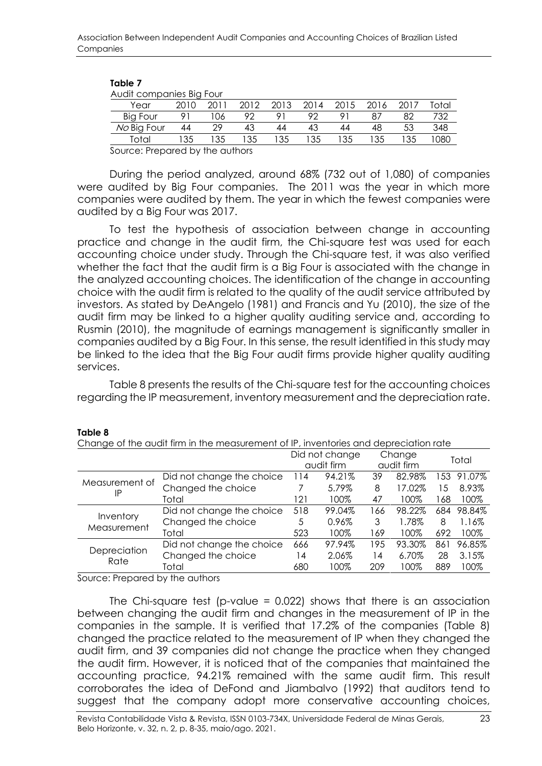**Table 7**

Audit companies Big Four

| Year | 2010 | 2011 | 2012 | 2013 | 2014 | 2015 | 2016 | 2017 | Total |
|---|---|---|---|---|---|---|---|---|---|
| Big Four | 91 | 106 | 92 | 91 | 92 | 91 | 87 | 82 | 732 |
| *No* Big Four | 44 | 29 | 43 | 44 | 43 | 44 | 48 | 53 | 348 |
| Total | 135 | 135 | 135 | 135 | 135 | 135 | 135 | 135 | 1080 |

Source: Prepared by the authors

During the period analyzed, around 68% (732 out of 1,080) of companies were audited by Big Four companies. The 2011 was the year in which more companies were audited by them. The year in which the fewest companies were audited by a Big Four was 2017.

To test the hypothesis of association between change in accounting practice and change in the audit firm, the Chi-square test was used for each accounting choice under study. Through the Chi-square test, it was also verified whether the fact that the audit firm is a Big Four is associated with the change in the analyzed accounting choices. The identification of the change in accounting choice with the audit firm is related to the quality of the audit service attributed by investors. As stated by DeAngelo (1981) and Francis and Yu (2010), the size of the audit firm may be linked to a higher quality auditing service and, according to Rusmin (2010), the magnitude of earnings management is significantly smaller in companies audited by a Big Four. In this sense, the result identified in this study may be linked to the idea that the Big Four audit firms provide higher quality auditing services.

Table 8 presents the results of the Chi-square test for the accounting choices regarding the IP measurement, inventory measurement and the depreciation rate.

**Table 8**

Change of the audit firm in the measurement of IP, inventories and depreciation rate

| | | Did not change audit firm | | Change audit firm | | Total | |
|---|---|---|---|---|---|---|---|
| Measurement of IP | Did not change the choice | 114 | 94.21% | 39 | 82.98% | 153 | 91.07% |
| | Changed the choice | 7 | 5.79% | 8 | 17.02% | 15 | 8.93% |
| | Total | 121 | 100% | 47 | 100% | 168 | 100% |
| Inventory Measurement | Did not change the choice | 518 | 99.04% | 166 | 98.22% | 684 | 98.84% |
| | Changed the choice | 5 | 0.96% | 3 | 1.78% | 8 | 1.16% |
| | Total | 523 | 100% | 169 | 100% | 692 | 100% |
| Depreciation Rate | Did not change the choice | 666 | 97.94% | 195 | 93.30% | 861 | 96.85% |
| | Changed the choice | 14 | 2.06% | 14 | 6.70% | 28 | 3.15% |
| | Total | 680 | 100% | 209 | 100% | 889 | 100% |

Source: Prepared by the authors

The Chi-square test (p-value = 0.022) shows that there is an association between changing the audit firm and changes in the measurement of IP in the companies in the sample. It is verified that 17.2% of the companies (Table 8) changed the practice related to the measurement of IP when they changed the audit firm, and 39 companies did not change the practice when they changed the audit firm. However, it is noticed that of the companies that maintained the accounting practice, 94.21% remained with the same audit firm. This result corroborates the idea of DeFond and Jiambalvo (1992) that auditors tend to suggest that the company adopt more conservative accounting choices,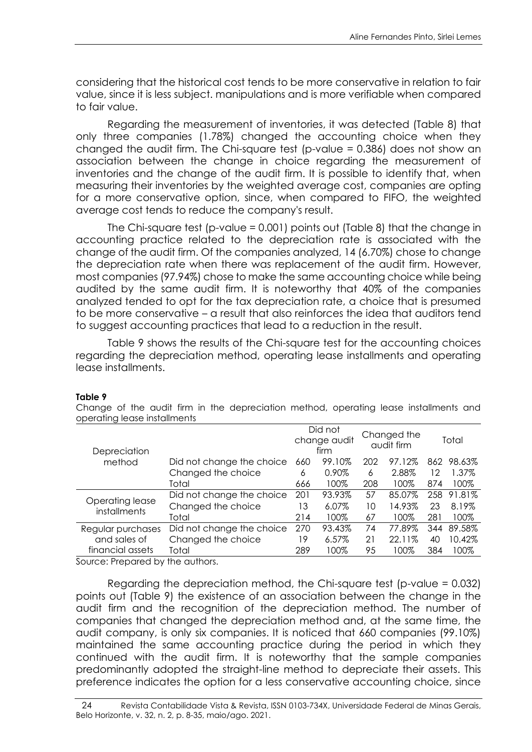considering that the historical cost tends to be more conservative in relation to fair value, since it is less subject. manipulations and is more verifiable when compared to fair value.

Regarding the measurement of inventories, it was detected (Table 8) that only three companies (1.78%) changed the accounting choice when they changed the audit firm. The Chi-square test (p-value = 0.386) does not show an association between the change in choice regarding the measurement of inventories and the change of the audit firm. It is possible to identify that, when measuring their inventories by the weighted average cost, companies are opting for a more conservative option, since, when compared to FIFO, the weighted average cost tends to reduce the company's result.

The Chi-square test (p-value = 0.001) points out (Table 8) that the change in accounting practice related to the depreciation rate is associated with the change of the audit firm. Of the companies analyzed, 14 (6.70%) chose to change the depreciation rate when there was replacement of the audit firm. However, most companies (97.94%) chose to make the same accounting choice while being audited by the same audit firm. It is noteworthy that 40% of the companies analyzed tended to opt for the tax depreciation rate, a choice that is presumed to be more conservative – a result that also reinforces the idea that auditors tend to suggest accounting practices that lead to a reduction in the result.

Table 9 shows the results of the Chi-square test for the accounting choices regarding the depreciation method, operating lease installments and operating lease installments.

**Table 9**

Change of the audit firm in the depreciation method, operating lease installments and operating lease installments

| | | Did not change audit firm | | Changed the audit firm | | Total | |
|---|---|---|---|---|---|---|---|
| Depreciation method | Did not change the choice | 660 | 99.10% | 202 | 97.12% | 862 | 98.63% |
| | Changed the choice | 6 | 0.90% | 6 | 2.88% | 12 | 1.37% |
| | Total | 666 | 100% | 208 | 100% | 874 | 100% |
| Operating lease installments | Did not change the choice | 201 | 93.93% | 57 | 85.07% | 258 | 91.81% |
| | Changed the choice | 13 | 6.07% | 10 | 14.93% | 23 | 8.19% |
| | Total | 214 | 100% | 67 | 100% | 281 | 100% |
| Regular purchases and sales of financial assets | Did not change the choice | 270 | 93.43% | 74 | 77.89% | 344 | 89.58% |
| | Changed the choice | 19 | 6.57% | 21 | 22.11% | 40 | 10.42% |
| | Total | 289 | 100% | 95 | 100% | 384 | 100% |

Source: Prepared by the authors.

Regarding the depreciation method, the Chi-square test (p-value = 0.032) points out (Table 9) the existence of an association between the change in the audit firm and the recognition of the depreciation method. The number of companies that changed the depreciation method and, at the same time, the audit company, is only six companies. It is noticed that 660 companies (99.10%) maintained the same accounting practice during the period in which they continued with the audit firm. It is noteworthy that the sample companies predominantly adopted the straight-line method to depreciate their assets. This preference indicates the option for a less conservative accounting choice, since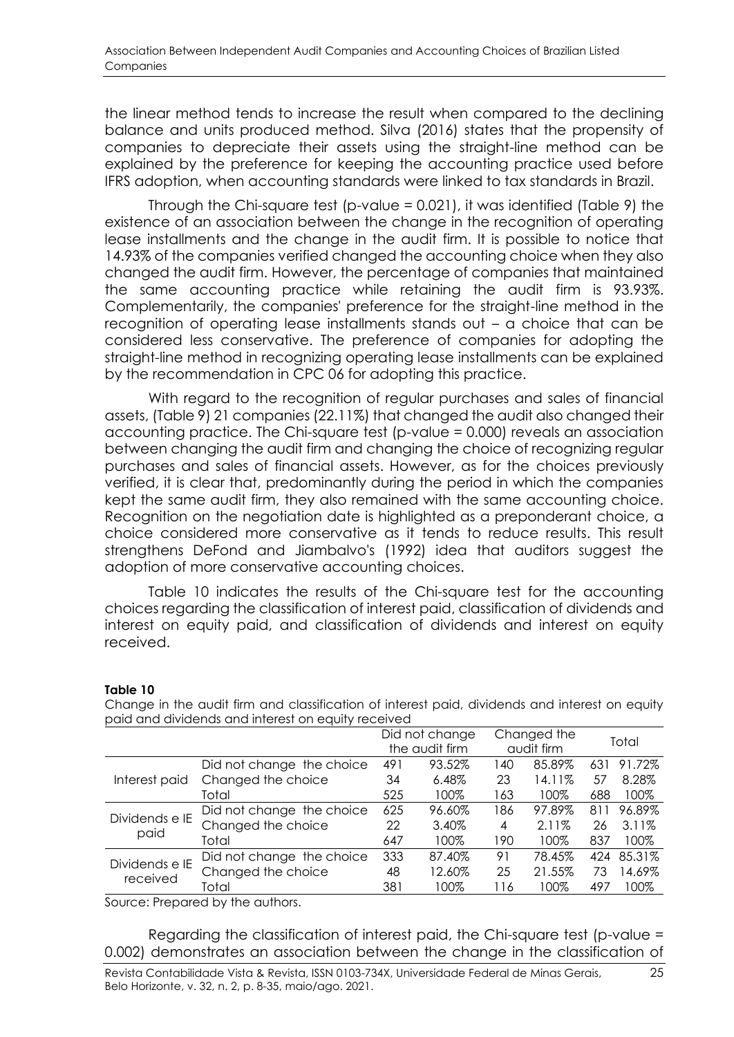the linear method tends to increase the result when compared to the declining balance and units produced method. Silva (2016) states that the propensity of companies to depreciate their assets using the straight-line method can be explained by the preference for keeping the accounting practice used before IFRS adoption, when accounting standards were linked to tax standards in Brazil.

Through the Chi-square test (p-value = 0.021), it was identified (Table 9) the existence of an association between the change in the recognition of operating lease installments and the change in the audit firm. It is possible to notice that 14.93% of the companies verified changed the accounting choice when they also changed the audit firm. However, the percentage of companies that maintained the same accounting practice while retaining the audit firm is 93.93%. Complementarily, the companies' preference for the straight-line method in the recognition of operating lease installments stands out – a choice that can be considered less conservative. The preference of companies for adopting the straight-line method in recognizing operating lease installments can be explained by the recommendation in CPC 06 for adopting this practice.

With regard to the recognition of regular purchases and sales of financial assets, (Table 9) 21 companies (22.11%) that changed the audit also changed their accounting practice. The Chi-square test (p-value = 0.000) reveals an association between changing the audit firm and changing the choice of recognizing regular purchases and sales of financial assets. However, as for the choices previously verified, it is clear that, predominantly during the period in which the companies kept the same audit firm, they also remained with the same accounting choice. Recognition on the negotiation date is highlighted as a preponderant choice, a choice considered more conservative as it tends to reduce results. This result strengthens DeFond and Jiambalvo's (1992) idea that auditors suggest the adoption of more conservative accounting choices.

Table 10 indicates the results of the Chi-square test for the accounting choices regarding the classification of interest paid, classification of dividends and interest on equity paid, and classification of dividends and interest on equity received.

**Table 10**

Change in the audit firm and classification of interest paid, dividends and interest on equity paid and dividends and interest on equity received

| | | Did not change the audit firm | | Changed the audit firm | | Total | |
|---|---|---|---|---|---|---|---|
| Interest paid | Did not change the choice | 491 | 93.52% | 140 | 85.89% | 631 | 91.72% |
| | Changed the choice | 34 | 6.48% | 23 | 14.11% | 57 | 8.28% |
| | Total | 525 | 100% | 163 | 100% | 688 | 100% |
| Dividends e IE paid | Did not change the choice | 625 | 96.60% | 186 | 97.89% | 811 | 96.89% |
| | Changed the choice | 22 | 3.40% | 4 | 2.11% | 26 | 3.11% |
| | Total | 647 | 100% | 190 | 100% | 837 | 100% |
| Dividends e IE received | Did not change the choice | 333 | 87.40% | 91 | 78.45% | 424 | 85.31% |
| | Changed the choice | 48 | 12.60% | 25 | 21.55% | 73 | 14.69% |
| | Total | 381 | 100% | 116 | 100% | 497 | 100% |

Source: Prepared by the authors.

Regarding the classification of interest paid, the Chi-square test (p-value = 0.002) demonstrates an association between the change in the classification of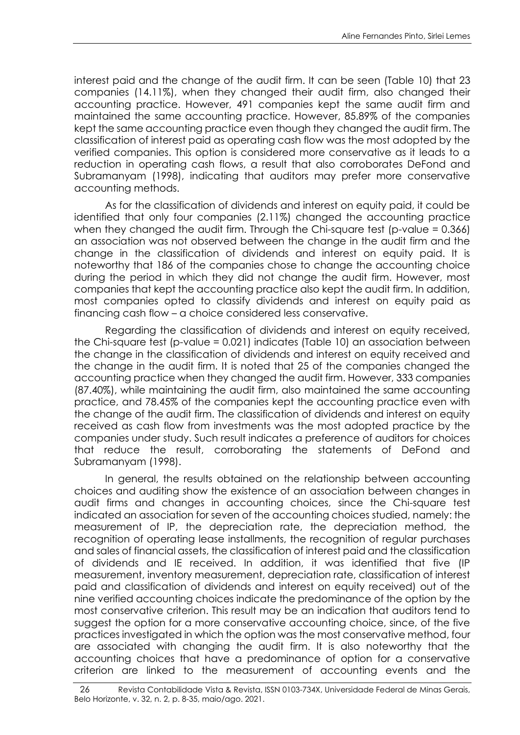interest paid and the change of the audit firm. It can be seen (Table 10) that 23 companies (14.11%), when they changed their audit firm, also changed their accounting practice. However, 491 companies kept the same audit firm and maintained the same accounting practice. However, 85.89% of the companies kept the same accounting practice even though they changed the audit firm. The classification of interest paid as operating cash flow was the most adopted by the verified companies. This option is considered more conservative as it leads to a reduction in operating cash flows, a result that also corroborates DeFond and Subramanyam (1998), indicating that auditors may prefer more conservative accounting methods.

As for the classification of dividends and interest on equity paid, it could be identified that only four companies (2.11%) changed the accounting practice when they changed the audit firm. Through the Chi-square test (p-value = 0.366) an association was not observed between the change in the audit firm and the change in the classification of dividends and interest on equity paid. It is noteworthy that 186 of the companies chose to change the accounting choice during the period in which they did not change the audit firm. However, most companies that kept the accounting practice also kept the audit firm. In addition, most companies opted to classify dividends and interest on equity paid as financing cash flow – a choice considered less conservative.

Regarding the classification of dividends and interest on equity received, the Chi-square test (p-value = 0.021) indicates (Table 10) an association between the change in the classification of dividends and interest on equity received and the change in the audit firm. It is noted that 25 of the companies changed the accounting practice when they changed the audit firm. However, 333 companies (87.40%), while maintaining the audit firm, also maintained the same accounting practice, and 78.45% of the companies kept the accounting practice even with the change of the audit firm. The classification of dividends and interest on equity received as cash flow from investments was the most adopted practice by the companies under study. Such result indicates a preference of auditors for choices that reduce the result, corroborating the statements of DeFond and Subramanyam (1998).

In general, the results obtained on the relationship between accounting choices and auditing show the existence of an association between changes in audit firms and changes in accounting choices, since the Chi-square test indicated an association for seven of the accounting choices studied, namely: the measurement of IP, the depreciation rate, the depreciation method, the recognition of operating lease installments, the recognition of regular purchases and sales of financial assets, the classification of interest paid and the classification of dividends and IE received. In addition, it was identified that five (IP measurement, inventory measurement, depreciation rate, classification of interest paid and classification of dividends and interest on equity received) out of the nine verified accounting choices indicate the predominance of the option by the most conservative criterion. This result may be an indication that auditors tend to suggest the option for a more conservative accounting choice, since, of the five practices investigated in which the option was the most conservative method, four are associated with changing the audit firm. It is also noteworthy that the accounting choices that have a predominance of option for a conservative criterion are linked to the measurement of accounting events and the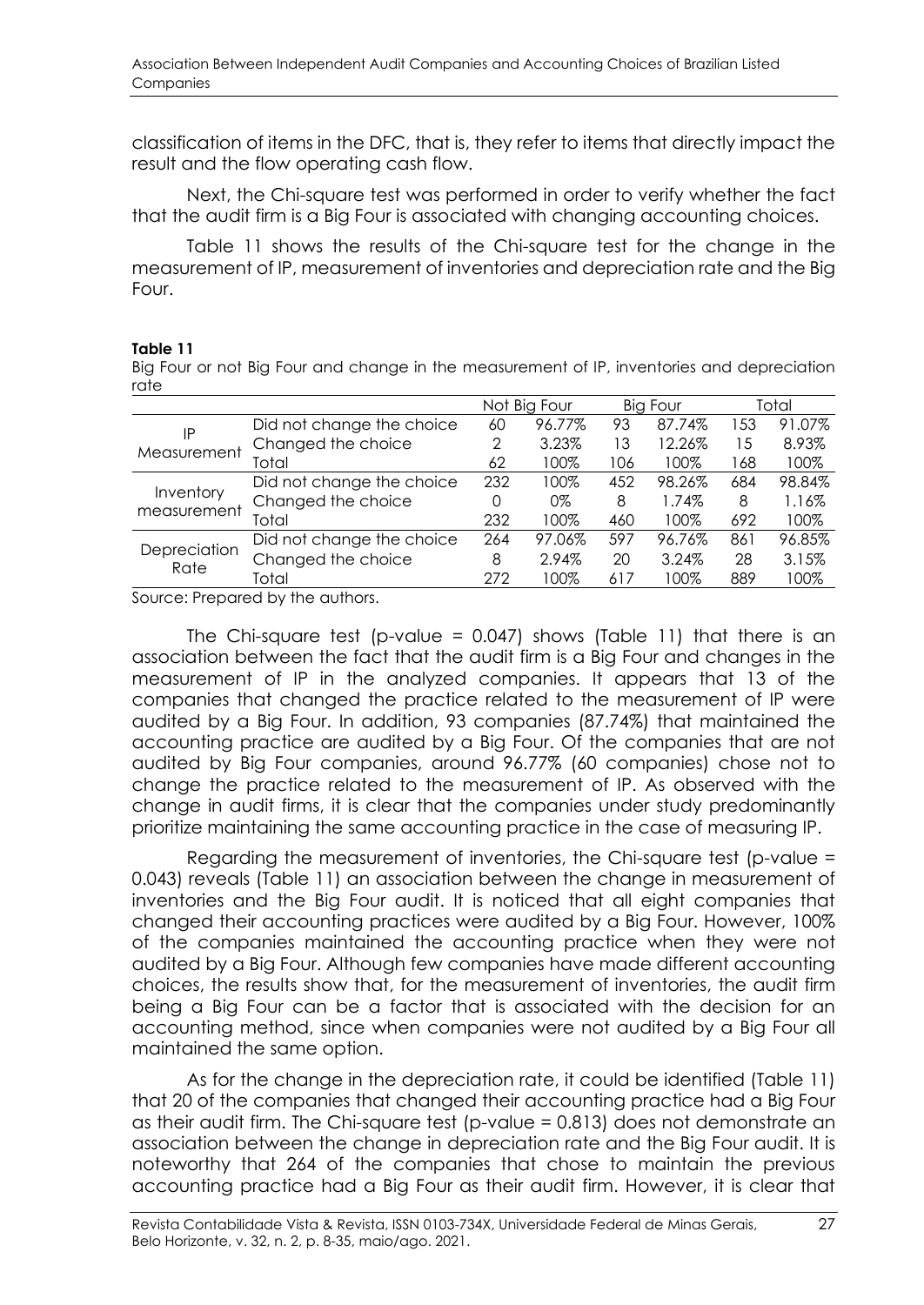classification of items in the DFC, that is, they refer to items that directly impact the result and the flow operating cash flow.

Next, the Chi-square test was performed in order to verify whether the fact that the audit firm is a Big Four is associated with changing accounting choices.

Table 11 shows the results of the Chi-square test for the change in the measurement of IP, measurement of inventories and depreciation rate and the Big Four.

**Table 11**

Big Four or not Big Four and change in the measurement of IP, inventories and depreciation rate

| | | Not Big Four | | Big Four | | Total | |
|---|---|---|---|---|---|---|---|
| IP Measurement | Did not change the choice | 60 | 96.77% | 93 | 87.74% | 153 | 91.07% |
| | Changed the choice | 2 | 3.23% | 13 | 12.26% | 15 | 8.93% |
| | Total | 62 | 100% | 106 | 100% | 168 | 100% |
| Inventory measurement | Did not change the choice | 232 | 100% | 452 | 98.26% | 684 | 98.84% |
| | Changed the choice | 0 | 0% | 8 | 1.74% | 8 | 1.16% |
| | Total | 232 | 100% | 460 | 100% | 692 | 100% |
| Depreciation Rate | Did not change the choice | 264 | 97.06% | 597 | 96.76% | 861 | 96.85% |
| | Changed the choice | 8 | 2.94% | 20 | 3.24% | 28 | 3.15% |
| | Total | 272 | 100% | 617 | 100% | 889 | 100% |

Source: Prepared by the authors.

The Chi-square test (p-value = 0.047) shows (Table 11) that there is an association between the fact that the audit firm is a Big Four and changes in the measurement of IP in the analyzed companies. It appears that 13 of the companies that changed the practice related to the measurement of IP were audited by a Big Four. In addition, 93 companies (87.74%) that maintained the accounting practice are audited by a Big Four. Of the companies that are not audited by Big Four companies, around 96.77% (60 companies) chose not to change the practice related to the measurement of IP. As observed with the change in audit firms, it is clear that the companies under study predominantly prioritize maintaining the same accounting practice in the case of measuring IP.

Regarding the measurement of inventories, the Chi-square test (p-value = 0.043) reveals (Table 11) an association between the change in measurement of inventories and the Big Four audit. It is noticed that all eight companies that changed their accounting practices were audited by a Big Four. However, 100% of the companies maintained the accounting practice when they were not audited by a Big Four. Although few companies have made different accounting choices, the results show that, for the measurement of inventories, the audit firm being a Big Four can be a factor that is associated with the decision for an accounting method, since when companies were not audited by a Big Four all maintained the same option.

As for the change in the depreciation rate, it could be identified (Table 11) that 20 of the companies that changed their accounting practice had a Big Four as their audit firm. The Chi-square test (p-value = 0.813) does not demonstrate an association between the change in depreciation rate and the Big Four audit. It is noteworthy that 264 of the companies that chose to maintain the previous accounting practice had a Big Four as their audit firm. However, it is clear that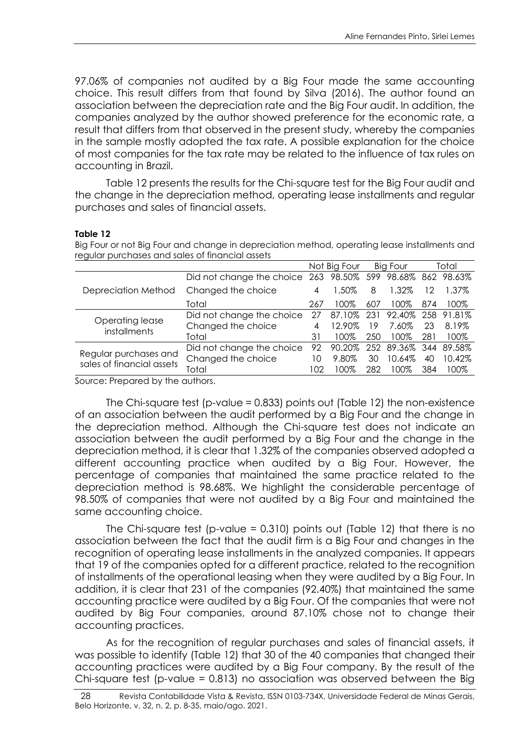97.06% of companies not audited by a Big Four made the same accounting choice. This result differs from that found by Silva (2016). The author found an association between the depreciation rate and the Big Four audit. In addition, the companies analyzed by the author showed preference for the economic rate, a result that differs from that observed in the present study, whereby the companies in the sample mostly adopted the tax rate. A possible explanation for the choice of most companies for the tax rate may be related to the influence of tax rules on accounting in Brazil.

Table 12 presents the results for the Chi-square test for the Big Four audit and the change in the depreciation method, operating lease installments and regular purchases and sales of financial assets.

**Table 12**

Big Four or not Big Four and change in depreciation method, operating lease installments and regular purchases and sales of financial assets

| | | Not Big Four | | Big Four | | Total | |
|---|---|---|---|---|---|---|---|
| Depreciation Method | Did not change the choice | 263 | 98.50% | 599 | 98.68% | 862 | 98.63% |
| | Changed the choice | 4 | 1.50% | 8 | 1.32% | 12 | 1.37% |
| | Total | 267 | 100% | 607 | 100% | 874 | 100% |
| Operating lease installments | Did not change the choice | 27 | 87.10% | 231 | 92.40% | 258 | 91.81% |
| | Changed the choice | 4 | 12.90% | 19 | 7.60% | 23 | 8.19% |
| | Total | 31 | 100% | 250 | 100% | 281 | 100% |
| Regular purchases and sales of financial assets | Did not change the choice | 92 | 90.20% | 252 | 89.36% | 344 | 89.58% |
| | Changed the choice | 10 | 9.80% | 30 | 10.64% | 40 | 10.42% |
| | Total | 102 | 100% | 282 | 100% | 384 | 100% |

Source: Prepared by the authors.

The Chi-square test (p-value = 0.833) points out (Table 12) the non-existence of an association between the audit performed by a Big Four and the change in the depreciation method. Although the Chi-square test does not indicate an association between the audit performed by a Big Four and the change in the depreciation method, it is clear that 1.32% of the companies observed adopted a different accounting practice when audited by a Big Four. However, the percentage of companies that maintained the same practice related to the depreciation method is 98.68%. We highlight the considerable percentage of 98.50% of companies that were not audited by a Big Four and maintained the same accounting choice.

The Chi-square test (p-value = 0.310) points out (Table 12) that there is no association between the fact that the audit firm is a Big Four and changes in the recognition of operating lease installments in the analyzed companies. It appears that 19 of the companies opted for a different practice, related to the recognition of installments of the operational leasing when they were audited by a Big Four. In addition, it is clear that 231 of the companies (92.40%) that maintained the same accounting practice were audited by a Big Four. Of the companies that were not audited by Big Four companies, around 87.10% chose not to change their accounting practices.

As for the recognition of regular purchases and sales of financial assets, it was possible to identify (Table 12) that 30 of the 40 companies that changed their accounting practices were audited by a Big Four company. By the result of the Chi-square test (p-value = 0.813) no association was observed between the Big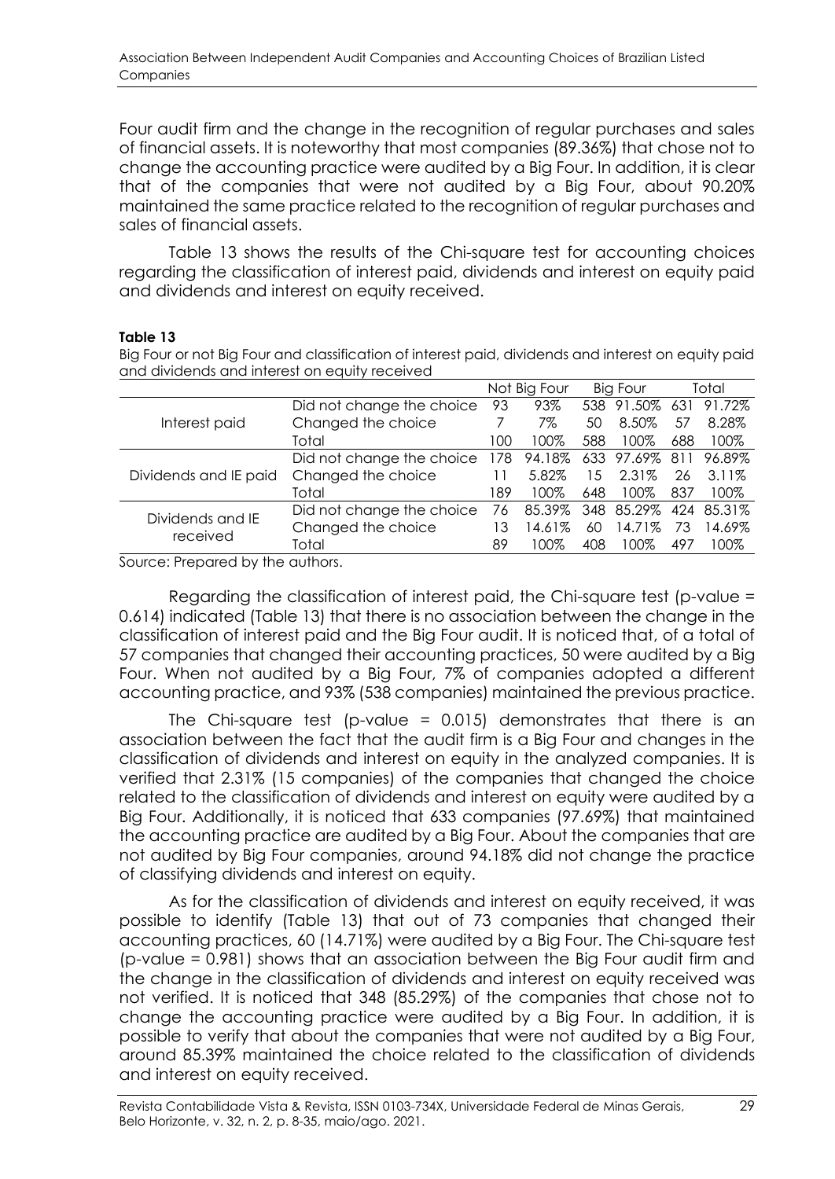Four audit firm and the change in the recognition of regular purchases and sales of financial assets. It is noteworthy that most companies (89.36%) that chose not to change the accounting practice were audited by a Big Four. In addition, it is clear that of the companies that were not audited by a Big Four, about 90.20% maintained the same practice related to the recognition of regular purchases and sales of financial assets.

Table 13 shows the results of the Chi-square test for accounting choices regarding the classification of interest paid, dividends and interest on equity paid and dividends and interest on equity received.

**Table 13**

Big Four or not Big Four and classification of interest paid, dividends and interest on equity paid and dividends and interest on equity received

| | | Not Big Four | | Big Four | | Total | |
|---|---|---|---|---|---|---|---|
| Interest paid | Did not change the choice | 93 | 93% | 538 | 91.50% | 631 | 91.72% |
| | Changed the choice | 7 | 7% | 50 | 8.50% | 57 | 8.28% |
| | Total | 100 | 100% | 588 | 100% | 688 | 100% |
| Dividends and IE paid | Did not change the choice | 178 | 94.18% | 633 | 97.69% | 811 | 96.89% |
| | Changed the choice | 11 | 5.82% | 15 | 2.31% | 26 | 3.11% |
| | Total | 189 | 100% | 648 | 100% | 837 | 100% |
| Dividends and IE received | Did not change the choice | 76 | 85.39% | 348 | 85.29% | 424 | 85.31% |
| | Changed the choice | 13 | 14.61% | 60 | 14.71% | 73 | 14.69% |
| | Total | 89 | 100% | 408 | 100% | 497 | 100% |

Source: Prepared by the authors.

Regarding the classification of interest paid, the Chi-square test (p-value = 0.614) indicated (Table 13) that there is no association between the change in the classification of interest paid and the Big Four audit. It is noticed that, of a total of 57 companies that changed their accounting practices, 50 were audited by a Big Four. When not audited by a Big Four, 7% of companies adopted a different accounting practice, and 93% (538 companies) maintained the previous practice.

The Chi-square test (p-value = 0.015) demonstrates that there is an association between the fact that the audit firm is a Big Four and changes in the classification of dividends and interest on equity in the analyzed companies. It is verified that 2.31% (15 companies) of the companies that changed the choice related to the classification of dividends and interest on equity were audited by a Big Four. Additionally, it is noticed that 633 companies (97.69%) that maintained the accounting practice are audited by a Big Four. About the companies that are not audited by Big Four companies, around 94.18% did not change the practice of classifying dividends and interest on equity.

As for the classification of dividends and interest on equity received, it was possible to identify (Table 13) that out of 73 companies that changed their accounting practices, 60 (14.71%) were audited by a Big Four. The Chi-square test (p-value = 0.981) shows that an association between the Big Four audit firm and the change in the classification of dividends and interest on equity received was not verified. It is noticed that 348 (85.29%) of the companies that chose not to change the accounting practice were audited by a Big Four. In addition, it is possible to verify that about the companies that were not audited by a Big Four, around 85.39% maintained the choice related to the classification of dividends and interest on equity received.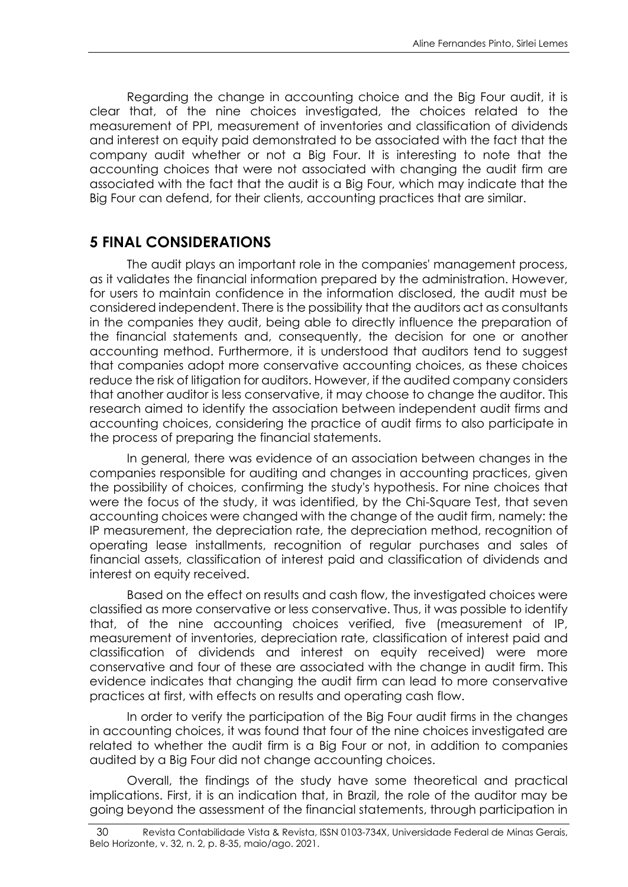Regarding the change in accounting choice and the Big Four audit, it is clear that, of the nine choices investigated, the choices related to the measurement of PPI, measurement of inventories and classification of dividends and interest on equity paid demonstrated to be associated with the fact that the company audit whether or not a Big Four. It is interesting to note that the accounting choices that were not associated with changing the audit firm are associated with the fact that the audit is a Big Four, which may indicate that the Big Four can defend, for their clients, accounting practices that are similar.

## 5 FINAL CONSIDERATIONS

The audit plays an important role in the companies' management process, as it validates the financial information prepared by the administration. However, for users to maintain confidence in the information disclosed, the audit must be considered independent. There is the possibility that the auditors act as consultants in the companies they audit, being able to directly influence the preparation of the financial statements and, consequently, the decision for one or another accounting method. Furthermore, it is understood that auditors tend to suggest that companies adopt more conservative accounting choices, as these choices reduce the risk of litigation for auditors. However, if the audited company considers that another auditor is less conservative, it may choose to change the auditor. This research aimed to identify the association between independent audit firms and accounting choices, considering the practice of audit firms to also participate in the process of preparing the financial statements.

In general, there was evidence of an association between changes in the companies responsible for auditing and changes in accounting practices, given the possibility of choices, confirming the study's hypothesis. For nine choices that were the focus of the study, it was identified, by the Chi-Square Test, that seven accounting choices were changed with the change of the audit firm, namely: the IP measurement, the depreciation rate, the depreciation method, recognition of operating lease installments, recognition of regular purchases and sales of financial assets, classification of interest paid and classification of dividends and interest on equity received.

Based on the effect on results and cash flow, the investigated choices were classified as more conservative or less conservative. Thus, it was possible to identify that, of the nine accounting choices verified, five (measurement of IP, measurement of inventories, depreciation rate, classification of interest paid and classification of dividends and interest on equity received) were more conservative and four of these are associated with the change in audit firm. This evidence indicates that changing the audit firm can lead to more conservative practices at first, with effects on results and operating cash flow.

In order to verify the participation of the Big Four audit firms in the changes in accounting choices, it was found that four of the nine choices investigated are related to whether the audit firm is a Big Four or not, in addition to companies audited by a Big Four did not change accounting choices.

Overall, the findings of the study have some theoretical and practical implications. First, it is an indication that, in Brazil, the role of the auditor may be going beyond the assessment of the financial statements, through participation in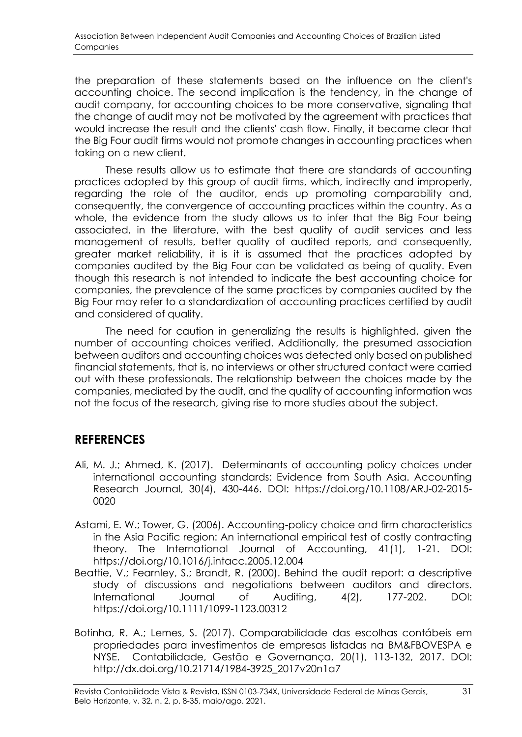the preparation of these statements based on the influence on the client's accounting choice. The second implication is the tendency, in the change of audit company, for accounting choices to be more conservative, signaling that the change of audit may not be motivated by the agreement with practices that would increase the result and the clients' cash flow. Finally, it became clear that the Big Four audit firms would not promote changes in accounting practices when taking on a new client.

These results allow us to estimate that there are standards of accounting practices adopted by this group of audit firms, which, indirectly and improperly, regarding the role of the auditor, ends up promoting comparability and, consequently, the convergence of accounting practices within the country. As a whole, the evidence from the study allows us to infer that the Big Four being associated, in the literature, with the best quality of audit services and less management of results, better quality of audited reports, and consequently, greater market reliability, it is it is assumed that the practices adopted by companies audited by the Big Four can be validated as being of quality. Even though this research is not intended to indicate the best accounting choice for companies, the prevalence of the same practices by companies audited by the Big Four may refer to a standardization of accounting practices certified by audit and considered of quality.

The need for caution in generalizing the results is highlighted, given the number of accounting choices verified. Additionally, the presumed association between auditors and accounting choices was detected only based on published financial statements, that is, no interviews or other structured contact were carried out with these professionals. The relationship between the choices made by the companies, mediated by the audit, and the quality of accounting information was not the focus of the research, giving rise to more studies about the subject.

## REFERENCES

Ali, M. J.; Ahmed, K. (2017). Determinants of accounting policy choices under international accounting standards: Evidence from South Asia. Accounting Research Journal, 30(4), 430-446. DOI: https://doi.org/10.1108/ARJ-02-2015-0020

Astami, E. W.; Tower, G. (2006). Accounting-policy choice and firm characteristics in the Asia Pacific region: An international empirical test of costly contracting theory. The International Journal of Accounting, 41(1), 1-21. DOI: https://doi.org/10.1016/j.intacc.2005.12.004

Beattie, V.; Fearnley, S.; Brandt, R. (2000). Behind the audit report: a descriptive study of discussions and negotiations between auditors and directors. International Journal of Auditing, 4(2), 177-202. DOI: https://doi.org/10.1111/1099-1123.00312

Botinha, R. A.; Lemes, S. (2017). Comparabilidade das escolhas contábeis em propriedades para investimentos de empresas listadas na BM&FBOVESPA e NYSE. Contabilidade, Gestão e Governança, 20(1), 113-132, 2017. DOI: http://dx.doi.org/10.21714/1984-3925_2017v20n1a7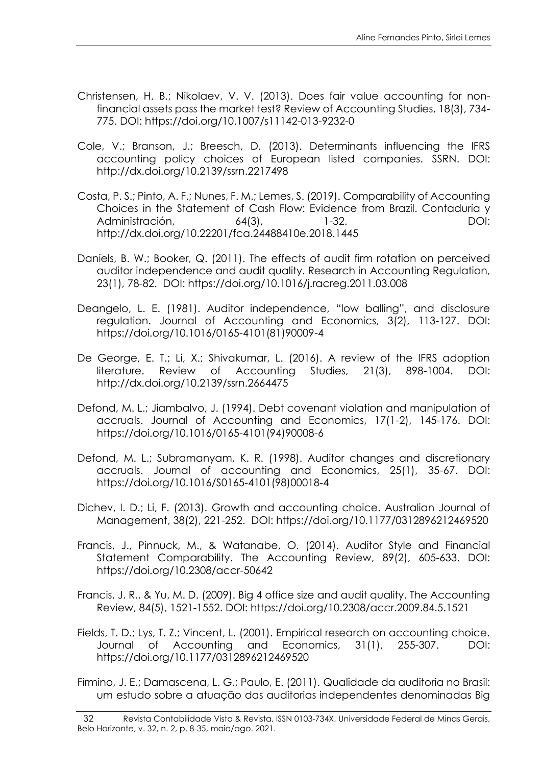Christensen, H. B.; Nikolaev, V. V. (2013). Does fair value accounting for non-financial assets pass the market test? Review of Accounting Studies, 18(3), 734-775. DOI: https://doi.org/10.1007/s11142-013-9232-0

Cole, V.; Branson, J.; Breesch, D. (2013). Determinants influencing the IFRS accounting policy choices of European listed companies. SSRN. DOI: http://dx.doi.org/10.2139/ssrn.2217498

Costa, P. S.; Pinto, A. F.; Nunes, F. M.; Lemes, S. (2019). Comparability of Accounting Choices in the Statement of Cash Flow: Evidence from Brazil. Contaduría y Administración, 64(3), 1-32. DOI: http://dx.doi.org/10.22201/fca.24488410e.2018.1445

Daniels, B. W.; Booker, Q. (2011). The effects of audit firm rotation on perceived auditor independence and audit quality. Research in Accounting Regulation, 23(1), 78-82. DOI: https://doi.org/10.1016/j.racreg.2011.03.008

Deangelo, L. E. (1981). Auditor independence, "low balling", and disclosure regulation. Journal of Accounting and Economics, 3(2), 113-127. DOI: https://doi.org/10.1016/0165-4101(81)90009-4

De George, E. T.; Li, X.; Shivakumar, L. (2016). A review of the IFRS adoption literature. Review of Accounting Studies, 21(3), 898-1004. DOI: http://dx.doi.org/10.2139/ssrn.2664475

Defond, M. L.; Jiambalvo, J. (1994). Debt covenant violation and manipulation of accruals. Journal of Accounting and Economics, 17(1-2), 145-176. DOI: https://doi.org/10.1016/0165-4101(94)90008-6

Defond, M. L.; Subramanyam, K. R. (1998). Auditor changes and discretionary accruals. Journal of accounting and Economics, 25(1), 35-67. DOI: https://doi.org/10.1016/S0165-4101(98)00018-4

Dichev, I. D.; Li, F. (2013). Growth and accounting choice. Australian Journal of Management, 38(2), 221-252. DOI: https://doi.org/10.1177/0312896212469520

Francis, J., Pinnuck, M., & Watanabe, O. (2014). Auditor Style and Financial Statement Comparability. The Accounting Review, 89(2), 605-633. DOI: https://doi.org/10.2308/accr-50642

Francis, J. R., & Yu, M. D. (2009). Big 4 office size and audit quality. The Accounting Review, 84(5), 1521-1552. DOI: https://doi.org/10.2308/accr.2009.84.5.1521

Fields, T. D.; Lys, T. Z.; Vincent, L. (2001). Empirical research on accounting choice. Journal of Accounting and Economics, 31(1), 255-307. DOI: https://doi.org/10.1177/0312896212469520

Firmino, J. E.; Damascena, L. G.; Paulo, E. (2011). Qualidade da auditoria no Brasil: um estudo sobre a atuação das auditorias independentes denominadas Big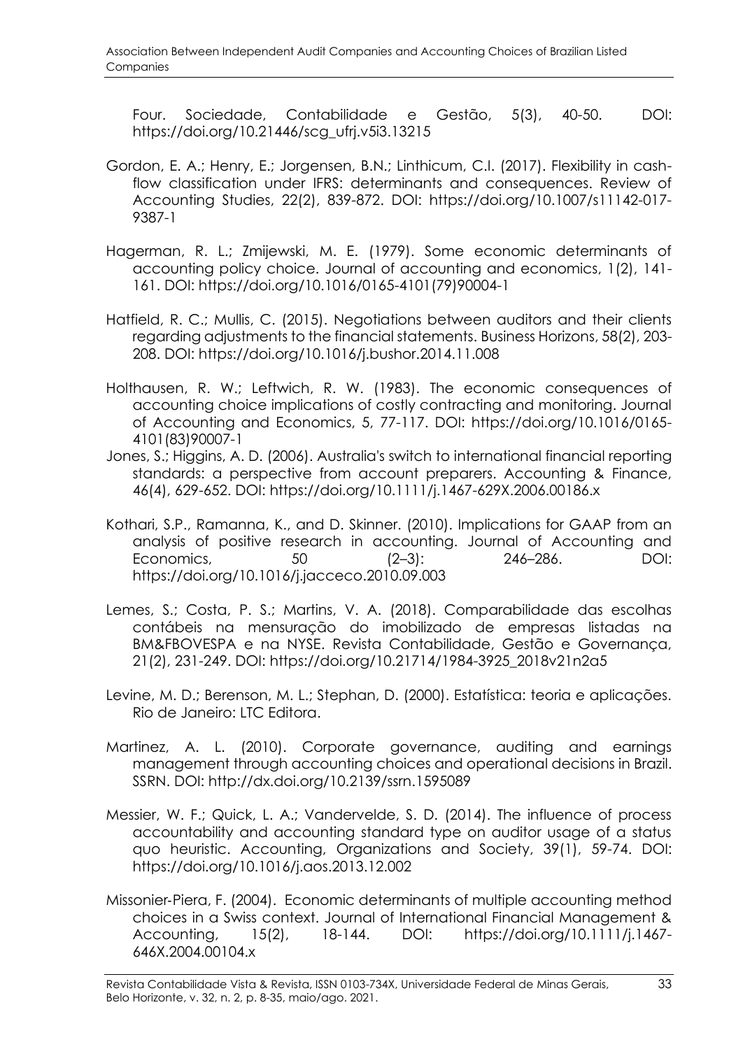Four. Sociedade, Contabilidade e Gestão, 5(3), 40-50. DOI: https://doi.org/10.21446/scg_ufrj.v5i3.13215

Gordon, E. A.; Henry, E.; Jorgensen, B.N.; Linthicum, C.I. (2017). Flexibility in cash-flow classification under IFRS: determinants and consequences. Review of Accounting Studies, 22(2), 839-872. DOI: https://doi.org/10.1007/s11142-017-9387-1

Hagerman, R. L.; Zmijewski, M. E. (1979). Some economic determinants of accounting policy choice. Journal of accounting and economics, 1(2), 141-161. DOI: https://doi.org/10.1016/0165-4101(79)90004-1

Hatfield, R. C.; Mullis, C. (2015). Negotiations between auditors and their clients regarding adjustments to the financial statements. Business Horizons, 58(2), 203-208. DOI: https://doi.org/10.1016/j.bushor.2014.11.008

Holthausen, R. W.; Leftwich, R. W. (1983). The economic consequences of accounting choice implications of costly contracting and monitoring. Journal of Accounting and Economics, 5, 77-117. DOI: https://doi.org/10.1016/0165-4101(83)90007-1

Jones, S.; Higgins, A. D. (2006). Australia's switch to international financial reporting standards: a perspective from account preparers. Accounting & Finance, 46(4), 629-652. DOI: https://doi.org/10.1111/j.1467-629X.2006.00186.x

Kothari, S.P., Ramanna, K., and D. Skinner. (2010). Implications for GAAP from an analysis of positive research in accounting. Journal of Accounting and Economics, 50 (2–3): 246–286. DOI: https://doi.org/10.1016/j.jacceco.2010.09.003

Lemes, S.; Costa, P. S.; Martins, V. A. (2018). Comparabilidade das escolhas contábeis na mensuração do imobilizado de empresas listadas na BM&FBOVESPA e na NYSE. Revista Contabilidade, Gestão e Governança, 21(2), 231-249. DOI: https://doi.org/10.21714/1984-3925_2018v21n2a5

Levine, M. D.; Berenson, M. L.; Stephan, D. (2000). Estatística: teoria e aplicações. Rio de Janeiro: LTC Editora.

Martinez, A. L. (2010). Corporate governance, auditing and earnings management through accounting choices and operational decisions in Brazil. SSRN. DOI: http://dx.doi.org/10.2139/ssrn.1595089

Messier, W. F.; Quick, L. A.; Vandervelde, S. D. (2014). The influence of process accountability and accounting standard type on auditor usage of a status quo heuristic. Accounting, Organizations and Society, 39(1), 59-74. DOI: https://doi.org/10.1016/j.aos.2013.12.002

Missonier-Piera, F. (2004). Economic determinants of multiple accounting method choices in a Swiss context. Journal of International Financial Management & Accounting, 15(2), 18-144. DOI: https://doi.org/10.1111/j.1467-646X.2004.00104.x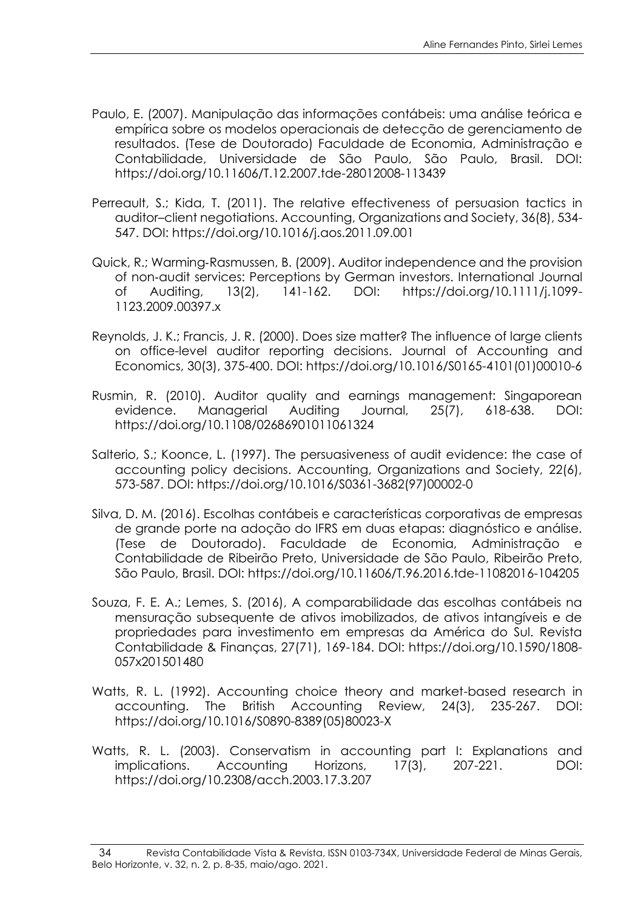Paulo, E. (2007). Manipulação das informações contábeis: uma análise teórica e empírica sobre os modelos operacionais de detecção de gerenciamento de resultados. (Tese de Doutorado) Faculdade de Economia, Administração e Contabilidade, Universidade de São Paulo, São Paulo, Brasil. DOI: https://doi.org/10.11606/T.12.2007.tde-28012008-113439

Perreault, S.; Kida, T. (2011). The relative effectiveness of persuasion tactics in auditor–client negotiations. Accounting, Organizations and Society, 36(8), 534-547. DOI: https://doi.org/10.1016/j.aos.2011.09.001

Quick, R.; Warming-Rasmussen, B. (2009). Auditor independence and the provision of non-audit services: Perceptions by German investors. International Journal of Auditing, 13(2), 141-162. DOI: https://doi.org/10.1111/j.1099-1123.2009.00397.x

Reynolds, J. K.; Francis, J. R. (2000). Does size matter? The influence of large clients on office-level auditor reporting decisions. Journal of Accounting and Economics, 30(3), 375-400. DOI: https://doi.org/10.1016/S0165-4101(01)00010-6

Rusmin, R. (2010). Auditor quality and earnings management: Singaporean evidence. Managerial Auditing Journal, 25(7), 618-638. DOI: https://doi.org/10.1108/02686901011061324

Salterio, S.; Koonce, L. (1997). The persuasiveness of audit evidence: the case of accounting policy decisions. Accounting, Organizations and Society, 22(6), 573-587. DOI: https://doi.org/10.1016/S0361-3682(97)00002-0

Silva, D. M. (2016). Escolhas contábeis e características corporativas de empresas de grande porte na adoção do IFRS em duas etapas: diagnóstico e análise. (Tese de Doutorado). Faculdade de Economia, Administração e Contabilidade de Ribeirão Preto, Universidade de São Paulo, Ribeirão Preto, São Paulo, Brasil. DOI: https://doi.org/10.11606/T.96.2016.tde-11082016-104205

Souza, F. E. A.; Lemes, S. (2016), A comparabilidade das escolhas contábeis na mensuração subsequente de ativos imobilizados, de ativos intangíveis e de propriedades para investimento em empresas da América do Sul. Revista Contabilidade & Finanças, 27(71), 169-184. DOI: https://doi.org/10.1590/1808-057x201501480

Watts, R. L. (1992). Accounting choice theory and market-based research in accounting. The British Accounting Review, 24(3), 235-267. DOI: https://doi.org/10.1016/S0890-8389(05)80023-X

Watts, R. L. (2003). Conservatism in accounting part I: Explanations and implications. Accounting Horizons, 17(3), 207-221. DOI: https://doi.org/10.2308/acch.2003.17.3.207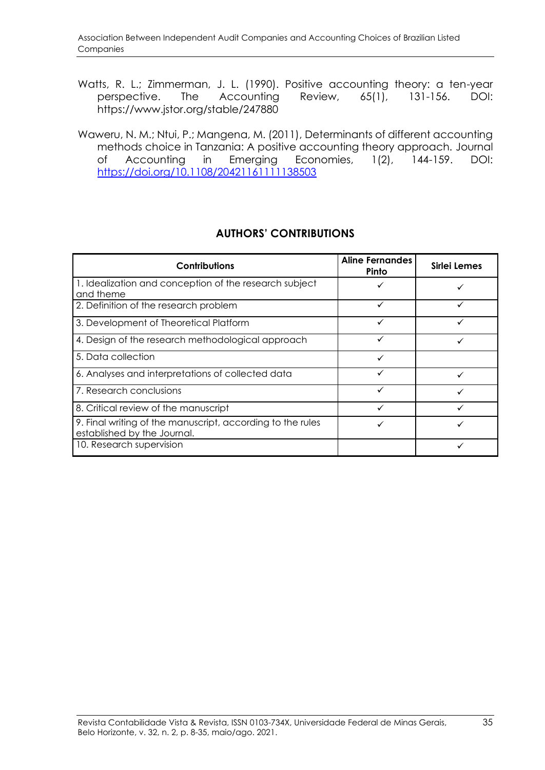Watts, R. L.; Zimmerman, J. L. (1990). Positive accounting theory: a ten-year perspective. The Accounting Review, 65(1), 131-156. DOI: https://www.jstor.org/stable/247880

Waweru, N. M.; Ntui, P.; Mangena, M. (2011), Determinants of different accounting methods choice in Tanzania: A positive accounting theory approach. Journal of Accounting in Emerging Economies, 1(2), 144-159. DOI: https://doi.org/10.1108/20421161111138503

## AUTHORS' CONTRIBUTIONS

| Contributions | Aline Fernandes Pinto | Sirlei Lemes |
|---|---|---|
| 1. Idealization and conception of the research subject and theme | ✓ | ✓ |
| 2. Definition of the research problem | ✓ | ✓ |
| 3. Development of Theoretical Platform | ✓ | ✓ |
| 4. Design of the research methodological approach | ✓ | ✓ |
| 5. Data collection | ✓ | |
| 6. Analyses and interpretations of collected data | ✓ | ✓ |
| 7. Research conclusions | ✓ | ✓ |
| 8. Critical review of the manuscript | ✓ | ✓ |
| 9. Final writing of the manuscript, according to the rules established by the Journal. | ✓ | ✓ |
| 10. Research supervision | | ✓ |